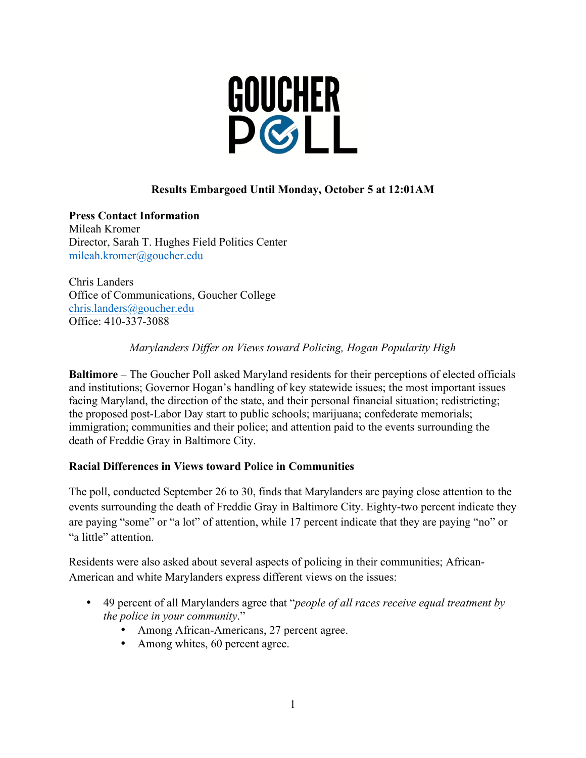# GOUCHER POLL

**Results Embargoed Until Monday, October 5 at 12:01AM**

**Press Contact Information**
Mileah Kromer
Director, Sarah T. Hughes Field Politics Center
mileah.kromer@goucher.edu

Chris Landers
Office of Communications, Goucher College
chris.landers@goucher.edu
Office: 410-337-3088

*Marylanders Differ on Views toward Policing, Hogan Popularity High*

**Baltimore** – The Goucher Poll asked Maryland residents for their perceptions of elected officials and institutions; Governor Hogan's handling of key statewide issues; the most important issues facing Maryland, the direction of the state, and their personal financial situation; redistricting; the proposed post-Labor Day start to public schools; marijuana; confederate memorials; immigration; communities and their police; and attention paid to the events surrounding the death of Freddie Gray in Baltimore City.

**Racial Differences in Views toward Police in Communities**

The poll, conducted September 26 to 30, finds that Marylanders are paying close attention to the events surrounding the death of Freddie Gray in Baltimore City. Eighty-two percent indicate they are paying "some" or "a lot" of attention, while 17 percent indicate that they are paying "no" or "a little" attention.

Residents were also asked about several aspects of policing in their communities; African-American and white Marylanders express different views on the issues:

- 49 percent of all Marylanders agree that "*people of all races receive equal treatment by the police in your community*."
  - Among African-Americans, 27 percent agree.
  - Among whites, 60 percent agree.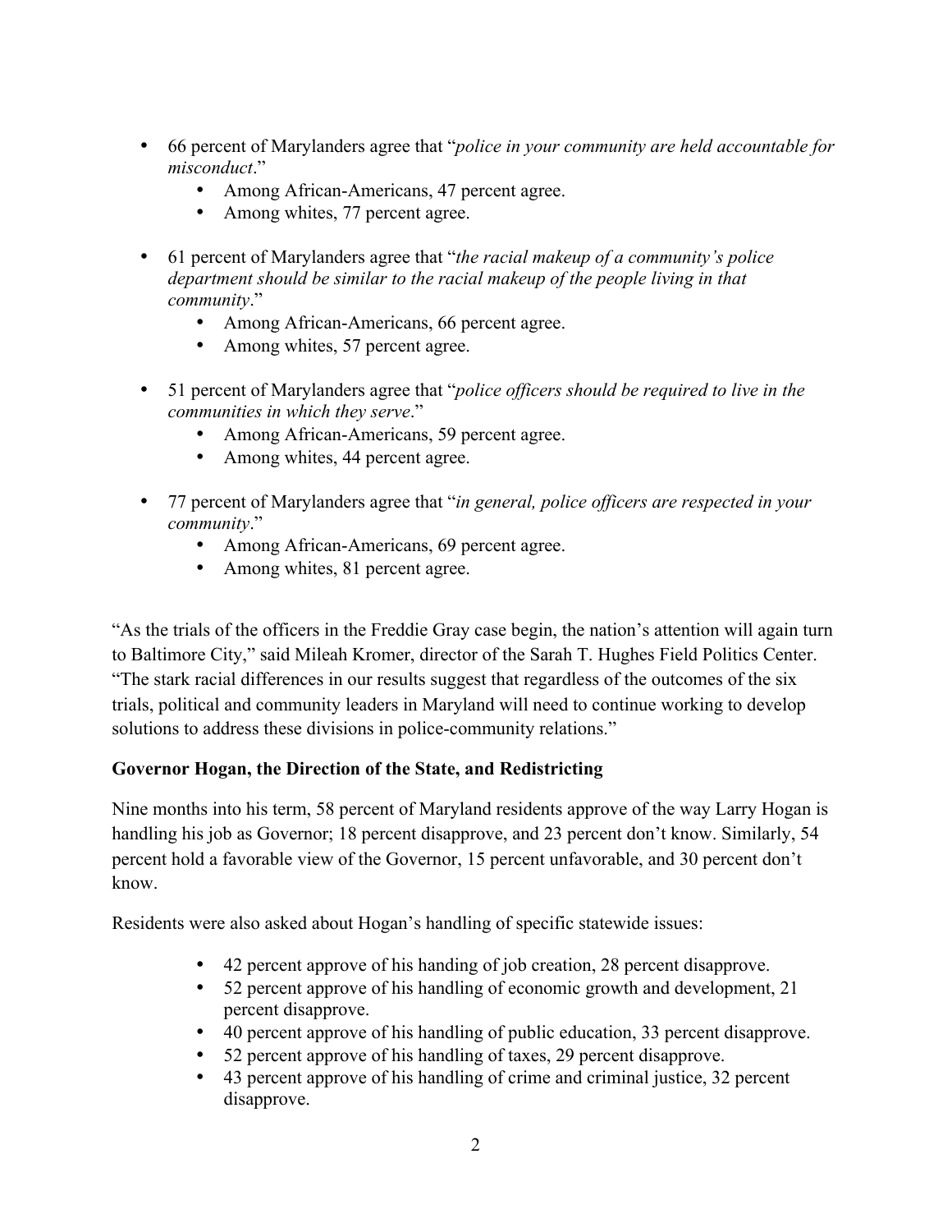- 66 percent of Marylanders agree that "*police in your community are held accountable for misconduct*."
  - Among African-Americans, 47 percent agree.
  - Among whites, 77 percent agree.

- 61 percent of Marylanders agree that "*the racial makeup of a community's police department should be similar to the racial makeup of the people living in that community*."
  - Among African-Americans, 66 percent agree.
  - Among whites, 57 percent agree.

- 51 percent of Marylanders agree that "*police officers should be required to live in the communities in which they serve*."
  - Among African-Americans, 59 percent agree.
  - Among whites, 44 percent agree.

- 77 percent of Marylanders agree that "*in general, police officers are respected in your community*."
  - Among African-Americans, 69 percent agree.
  - Among whites, 81 percent agree.

"As the trials of the officers in the Freddie Gray case begin, the nation's attention will again turn to Baltimore City," said Mileah Kromer, director of the Sarah T. Hughes Field Politics Center. "The stark racial differences in our results suggest that regardless of the outcomes of the six trials, political and community leaders in Maryland will need to continue working to develop solutions to address these divisions in police-community relations."

**Governor Hogan, the Direction of the State, and Redistricting**

Nine months into his term, 58 percent of Maryland residents approve of the way Larry Hogan is handling his job as Governor; 18 percent disapprove, and 23 percent don't know. Similarly, 54 percent hold a favorable view of the Governor, 15 percent unfavorable, and 30 percent don't know.

Residents were also asked about Hogan's handling of specific statewide issues:

- 42 percent approve of his handing of job creation, 28 percent disapprove.
- 52 percent approve of his handling of economic growth and development, 21 percent disapprove.
- 40 percent approve of his handling of public education, 33 percent disapprove.
- 52 percent approve of his handling of taxes, 29 percent disapprove.
- 43 percent approve of his handling of crime and criminal justice, 32 percent disapprove.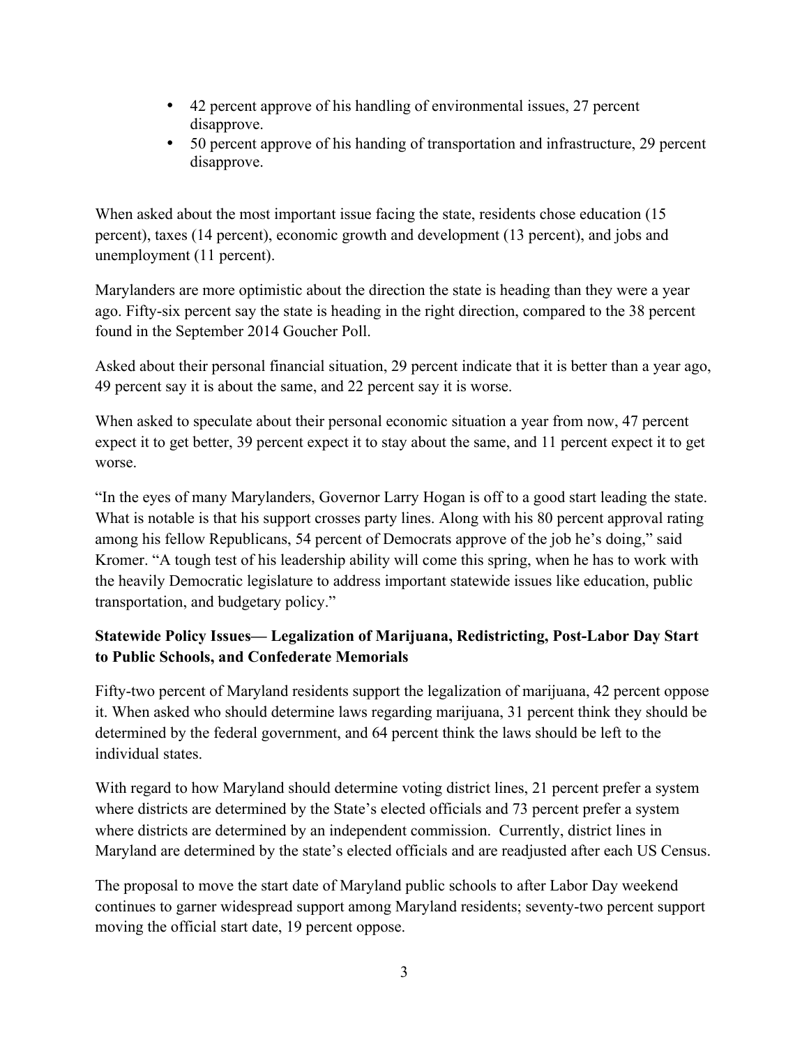- 42 percent approve of his handling of environmental issues, 27 percent disapprove.
- 50 percent approve of his handing of transportation and infrastructure, 29 percent disapprove.

When asked about the most important issue facing the state, residents chose education (15 percent), taxes (14 percent), economic growth and development (13 percent), and jobs and unemployment (11 percent).

Marylanders are more optimistic about the direction the state is heading than they were a year ago. Fifty-six percent say the state is heading in the right direction, compared to the 38 percent found in the September 2014 Goucher Poll.

Asked about their personal financial situation, 29 percent indicate that it is better than a year ago, 49 percent say it is about the same, and 22 percent say it is worse.

When asked to speculate about their personal economic situation a year from now, 47 percent expect it to get better, 39 percent expect it to stay about the same, and 11 percent expect it to get worse.

"In the eyes of many Marylanders, Governor Larry Hogan is off to a good start leading the state. What is notable is that his support crosses party lines. Along with his 80 percent approval rating among his fellow Republicans, 54 percent of Democrats approve of the job he's doing," said Kromer. "A tough test of his leadership ability will come this spring, when he has to work with the heavily Democratic legislature to address important statewide issues like education, public transportation, and budgetary policy."

**Statewide Policy Issues— Legalization of Marijuana, Redistricting, Post-Labor Day Start to Public Schools, and Confederate Memorials**

Fifty-two percent of Maryland residents support the legalization of marijuana, 42 percent oppose it. When asked who should determine laws regarding marijuana, 31 percent think they should be determined by the federal government, and 64 percent think the laws should be left to the individual states.

With regard to how Maryland should determine voting district lines, 21 percent prefer a system where districts are determined by the State's elected officials and 73 percent prefer a system where districts are determined by an independent commission. Currently, district lines in Maryland are determined by the state's elected officials and are readjusted after each US Census.

The proposal to move the start date of Maryland public schools to after Labor Day weekend continues to garner widespread support among Maryland residents; seventy-two percent support moving the official start date, 19 percent oppose.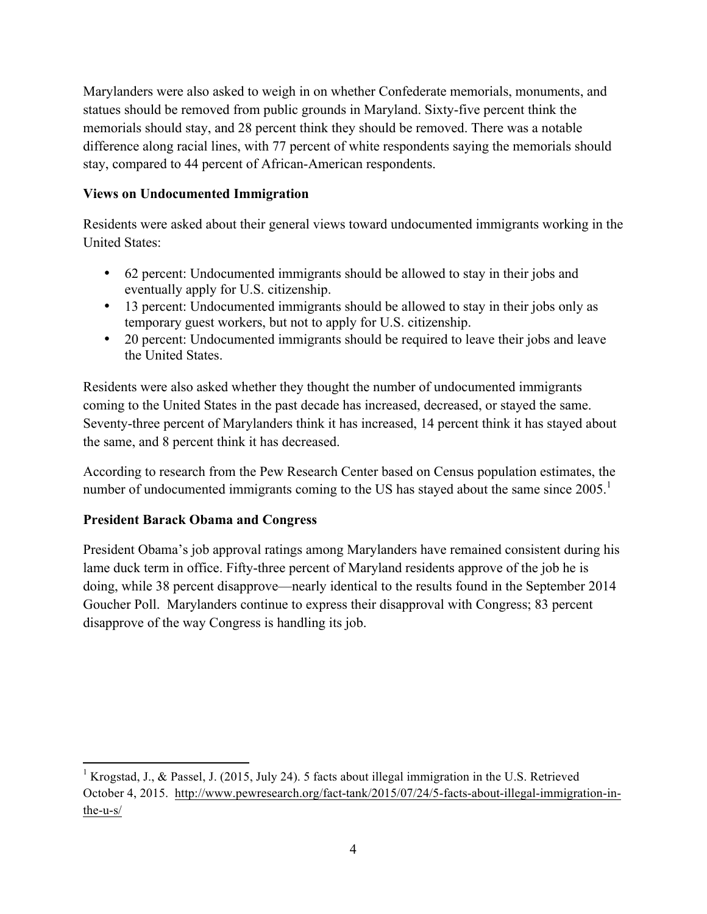Marylanders were also asked to weigh in on whether Confederate memorials, monuments, and statues should be removed from public grounds in Maryland. Sixty-five percent think the memorials should stay, and 28 percent think they should be removed. There was a notable difference along racial lines, with 77 percent of white respondents saying the memorials should stay, compared to 44 percent of African-American respondents.

**Views on Undocumented Immigration**

Residents were asked about their general views toward undocumented immigrants working in the United States:

- 62 percent: Undocumented immigrants should be allowed to stay in their jobs and eventually apply for U.S. citizenship.
- 13 percent: Undocumented immigrants should be allowed to stay in their jobs only as temporary guest workers, but not to apply for U.S. citizenship.
- 20 percent: Undocumented immigrants should be required to leave their jobs and leave the United States.

Residents were also asked whether they thought the number of undocumented immigrants coming to the United States in the past decade has increased, decreased, or stayed the same. Seventy-three percent of Marylanders think it has increased, 14 percent think it has stayed about the same, and 8 percent think it has decreased.

According to research from the Pew Research Center based on Census population estimates, the number of undocumented immigrants coming to the US has stayed about the same since 2005.[1]

**President Barack Obama and Congress**

President Obama's job approval ratings among Marylanders have remained consistent during his lame duck term in office. Fifty-three percent of Maryland residents approve of the job he is doing, while 38 percent disapprove—nearly identical to the results found in the September 2014 Goucher Poll. Marylanders continue to express their disapproval with Congress; 83 percent disapprove of the way Congress is handling its job.

[1] Krogstad, J., & Passel, J. (2015, July 24). 5 facts about illegal immigration in the U.S. Retrieved October 4, 2015. http://www.pewresearch.org/fact-tank/2015/07/24/5-facts-about-illegal-immigration-in-the-u-s/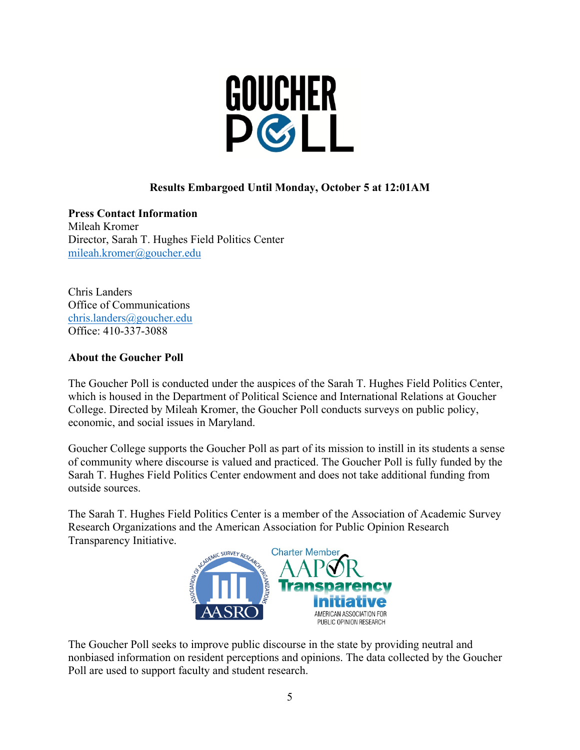**Results Embargoed Until Monday, October 5 at 12:01AM**

**Press Contact Information**
Mileah Kromer
Director, Sarah T. Hughes Field Politics Center
mileah.kromer@goucher.edu

Chris Landers
Office of Communications
chris.landers@goucher.edu
Office: 410-337-3088

**About the Goucher Poll**

The Goucher Poll is conducted under the auspices of the Sarah T. Hughes Field Politics Center, which is housed in the Department of Political Science and International Relations at Goucher College. Directed by Mileah Kromer, the Goucher Poll conducts surveys on public policy, economic, and social issues in Maryland.

Goucher College supports the Goucher Poll as part of its mission to instill in its students a sense of community where discourse is valued and practiced. The Goucher Poll is fully funded by the Sarah T. Hughes Field Politics Center endowment and does not take additional funding from outside sources.

The Sarah T. Hughes Field Politics Center is a member of the Association of Academic Survey Research Organizations and the American Association for Public Opinion Research Transparency Initiative.

The Goucher Poll seeks to improve public discourse in the state by providing neutral and nonbiased information on resident perceptions and opinions. The data collected by the Goucher Poll are used to support faculty and student research.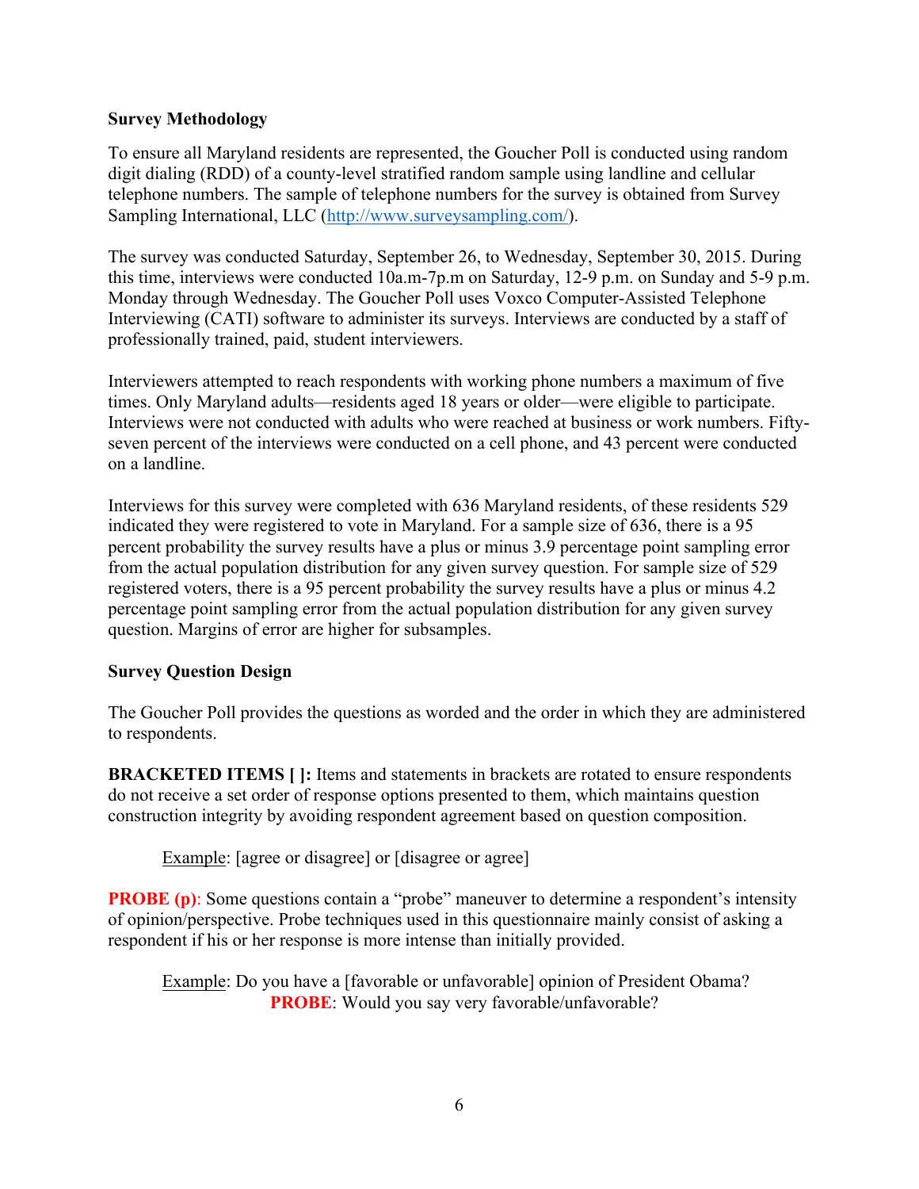**Survey Methodology**

To ensure all Maryland residents are represented, the Goucher Poll is conducted using random digit dialing (RDD) of a county-level stratified random sample using landline and cellular telephone numbers. The sample of telephone numbers for the survey is obtained from Survey Sampling International, LLC (http://www.surveysampling.com/).

The survey was conducted Saturday, September 26, to Wednesday, September 30, 2015. During this time, interviews were conducted 10a.m-7p.m on Saturday, 12-9 p.m. on Sunday and 5-9 p.m. Monday through Wednesday. The Goucher Poll uses Voxco Computer-Assisted Telephone Interviewing (CATI) software to administer its surveys. Interviews are conducted by a staff of professionally trained, paid, student interviewers.

Interviewers attempted to reach respondents with working phone numbers a maximum of five times. Only Maryland adults—residents aged 18 years or older—were eligible to participate. Interviews were not conducted with adults who were reached at business or work numbers. Fifty-seven percent of the interviews were conducted on a cell phone, and 43 percent were conducted on a landline.

Interviews for this survey were completed with 636 Maryland residents, of these residents 529 indicated they were registered to vote in Maryland. For a sample size of 636, there is a 95 percent probability the survey results have a plus or minus 3.9 percentage point sampling error from the actual population distribution for any given survey question. For sample size of 529 registered voters, there is a 95 percent probability the survey results have a plus or minus 4.2 percentage point sampling error from the actual population distribution for any given survey question. Margins of error are higher for subsamples.

**Survey Question Design**

The Goucher Poll provides the questions as worded and the order in which they are administered to respondents.

**BRACKETED ITEMS [ ]:** Items and statements in brackets are rotated to ensure respondents do not receive a set order of response options presented to them, which maintains question construction integrity by avoiding respondent agreement based on question composition.

Example: [agree or disagree] or [disagree or agree]

**PROBE (p)**: Some questions contain a "probe" maneuver to determine a respondent's intensity of opinion/perspective. Probe techniques used in this questionnaire mainly consist of asking a respondent if his or her response is more intense than initially provided.

Example: Do you have a [favorable or unfavorable] opinion of President Obama?
**PROBE**: Would you say very favorable/unfavorable?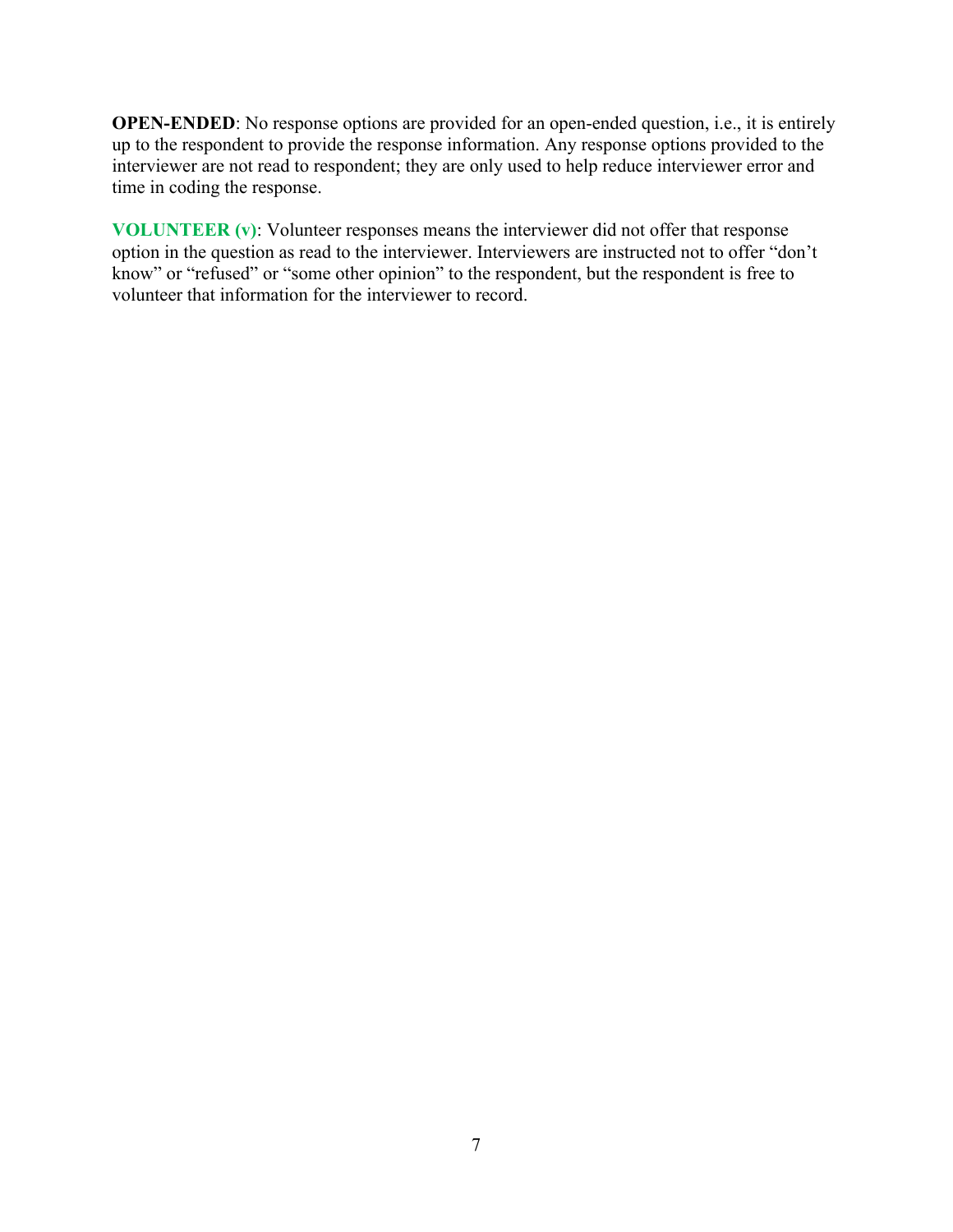**OPEN-ENDED**: No response options are provided for an open-ended question, i.e., it is entirely up to the respondent to provide the response information. Any response options provided to the interviewer are not read to respondent; they are only used to help reduce interviewer error and time in coding the response.

**VOLUNTEER (v)**: Volunteer responses means the interviewer did not offer that response option in the question as read to the interviewer. Interviewers are instructed not to offer "don't know" or "refused" or "some other opinion" to the respondent, but the respondent is free to volunteer that information for the interviewer to record.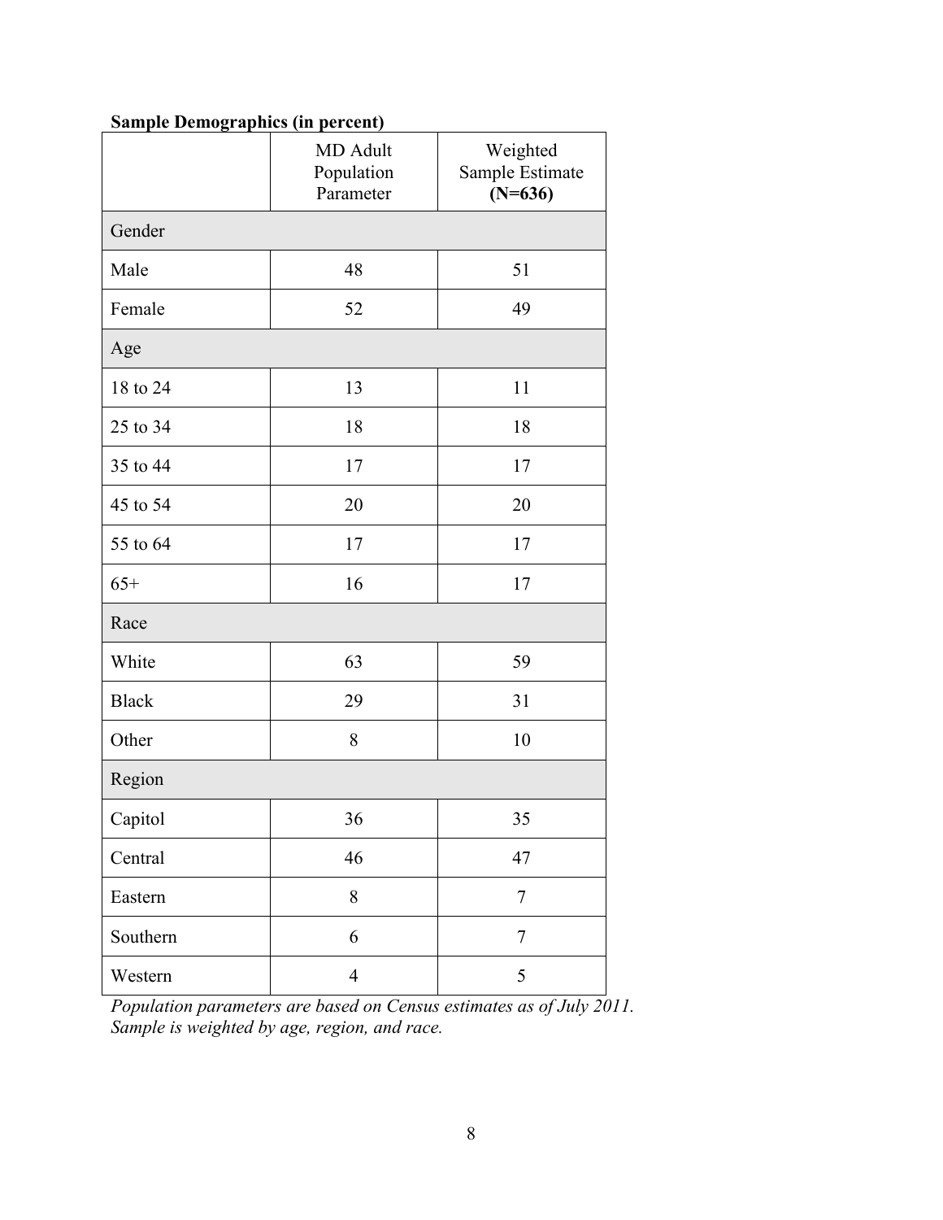**Sample Demographics (in percent)**

| | MD Adult Population Parameter | Weighted Sample Estimate **(N=636)** |
|---|---|---|
| Gender | | |
| Male | 48 | 51 |
| Female | 52 | 49 |
| Age | | |
| 18 to 24 | 13 | 11 |
| 25 to 34 | 18 | 18 |
| 35 to 44 | 17 | 17 |
| 45 to 54 | 20 | 20 |
| 55 to 64 | 17 | 17 |
| 65+ | 16 | 17 |
| Race | | |
| White | 63 | 59 |
| Black | 29 | 31 |
| Other | 8 | 10 |
| Region | | |
| Capitol | 36 | 35 |
| Central | 46 | 47 |
| Eastern | 8 | 7 |
| Southern | 6 | 7 |
| Western | 4 | 5 |

*Population parameters are based on Census estimates as of July 2011.*
*Sample is weighted by age, region, and race.*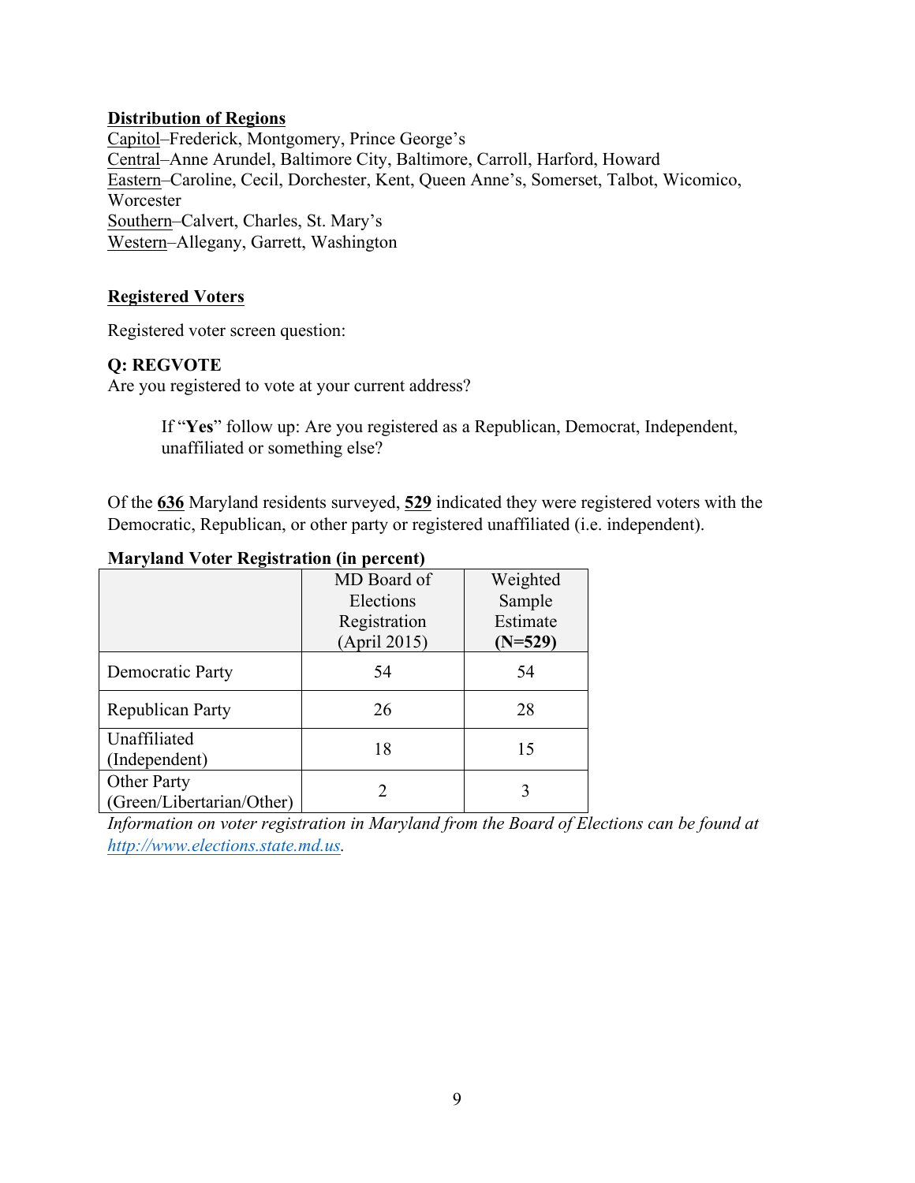**Distribution of Regions**

Capitol–Frederick, Montgomery, Prince George's
Central–Anne Arundel, Baltimore City, Baltimore, Carroll, Harford, Howard
Eastern–Caroline, Cecil, Dorchester, Kent, Queen Anne's, Somerset, Talbot, Wicomico, Worcester
Southern–Calvert, Charles, St. Mary's
Western–Allegany, Garrett, Washington

**Registered Voters**

Registered voter screen question:

**Q: REGVOTE**
Are you registered to vote at your current address?

> If "**Yes**" follow up: Are you registered as a Republican, Democrat, Independent, unaffiliated or something else?

Of the **636** Maryland residents surveyed, **529** indicated they were registered voters with the Democratic, Republican, or other party or registered unaffiliated (i.e. independent).

**Maryland Voter Registration (in percent)**

| | MD Board of Elections Registration (April 2015) | Weighted Sample Estimate **(N=529)** |
|---|---|---|
| Democratic Party | 54 | 54 |
| Republican Party | 26 | 28 |
| Unaffiliated (Independent) | 18 | 15 |
| Other Party (Green/Libertarian/Other) | 2 | 3 |

*Information on voter registration in Maryland from the Board of Elections can be found at http://www.elections.state.md.us.*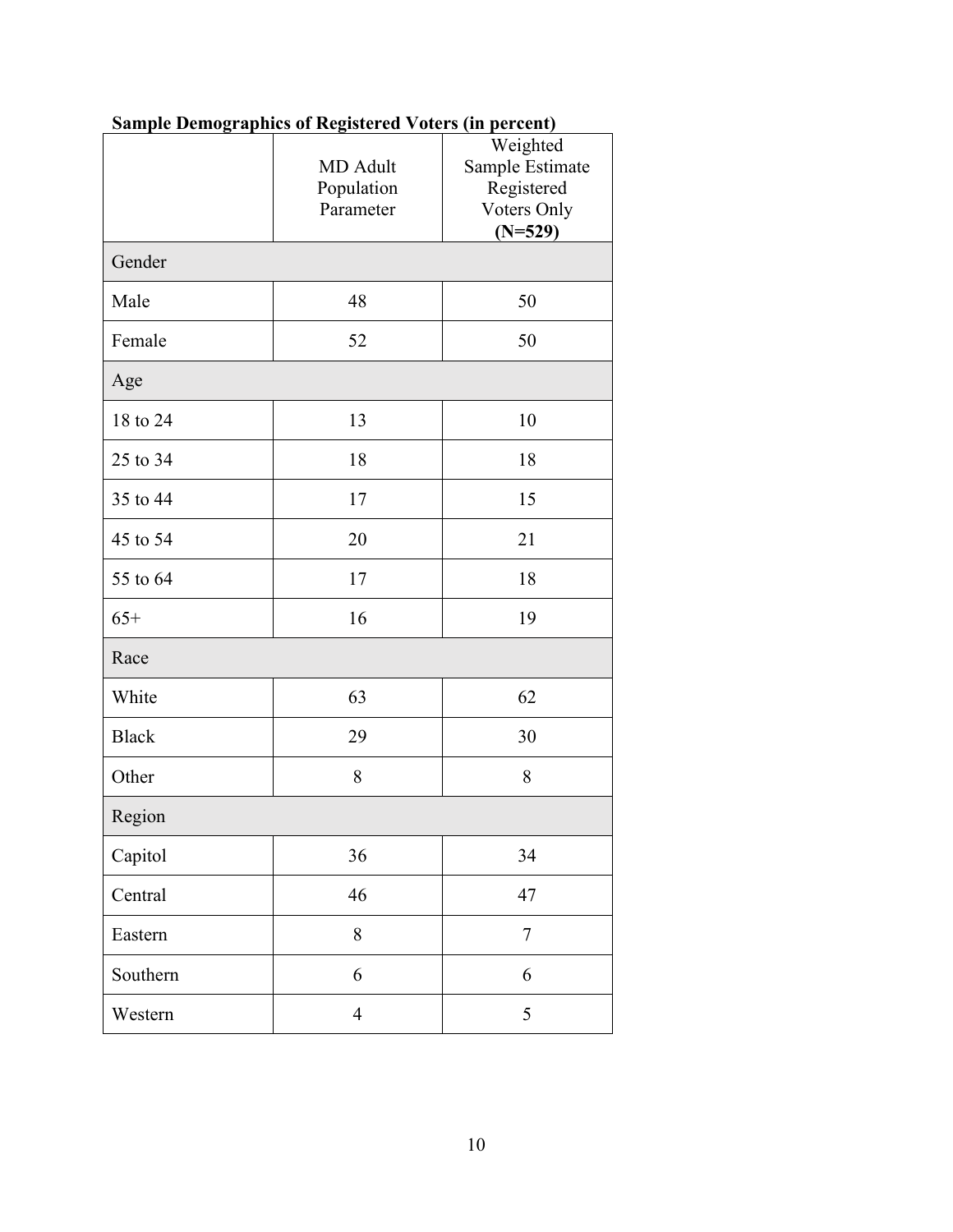**Sample Demographics of Registered Voters (in percent)**

| | MD Adult Population Parameter | Weighted Sample Estimate Registered Voters Only **(N=529)** |
|---|---|---|
| Gender | | |
| Male | 48 | 50 |
| Female | 52 | 50 |
| Age | | |
| 18 to 24 | 13 | 10 |
| 25 to 34 | 18 | 18 |
| 35 to 44 | 17 | 15 |
| 45 to 54 | 20 | 21 |
| 55 to 64 | 17 | 18 |
| 65+ | 16 | 19 |
| Race | | |
| White | 63 | 62 |
| Black | 29 | 30 |
| Other | 8 | 8 |
| Region | | |
| Capitol | 36 | 34 |
| Central | 46 | 47 |
| Eastern | 8 | 7 |
| Southern | 6 | 6 |
| Western | 4 | 5 |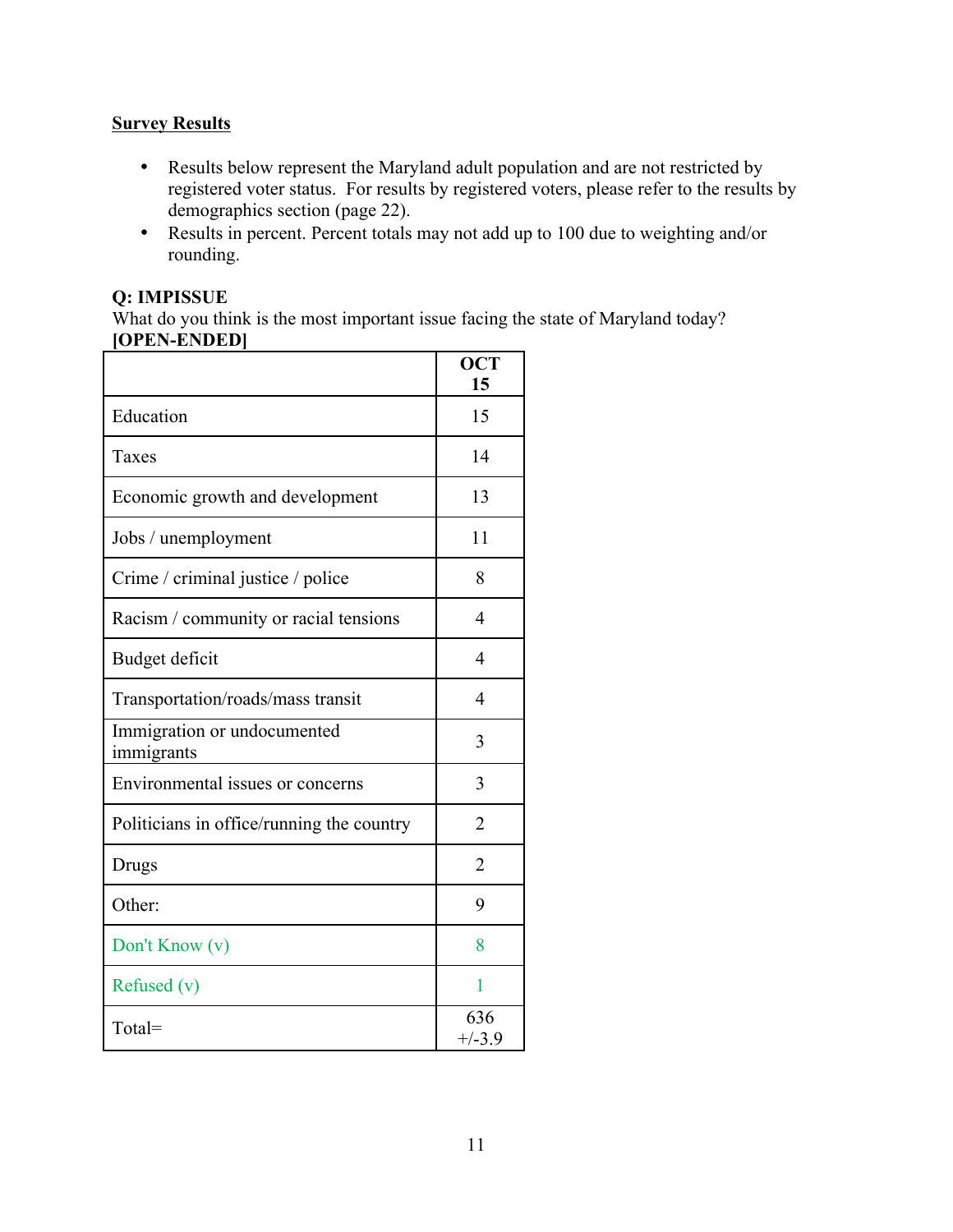## Survey Results

- Results below represent the Maryland adult population and are not restricted by registered voter status. For results by registered voters, please refer to the results by demographics section (page 22).
- Results in percent. Percent totals may not add up to 100 due to weighting and/or rounding.

**Q: IMPISSUE**
What do you think is the most important issue facing the state of Maryland today? **[OPEN-ENDED]**

| | **OCT 15** |
|---|---|
| Education | 15 |
| Taxes | 14 |
| Economic growth and development | 13 |
| Jobs / unemployment | 11 |
| Crime / criminal justice / police | 8 |
| Racism / community or racial tensions | 4 |
| Budget deficit | 4 |
| Transportation/roads/mass transit | 4 |
| Immigration or undocumented immigrants | 3 |
| Environmental issues or concerns | 3 |
| Politicians in office/running the country | 2 |
| Drugs | 2 |
| Other: | 9 |
| Don't Know (v) | 8 |
| Refused (v) | 1 |
| Total= | 636 +/-3.9 |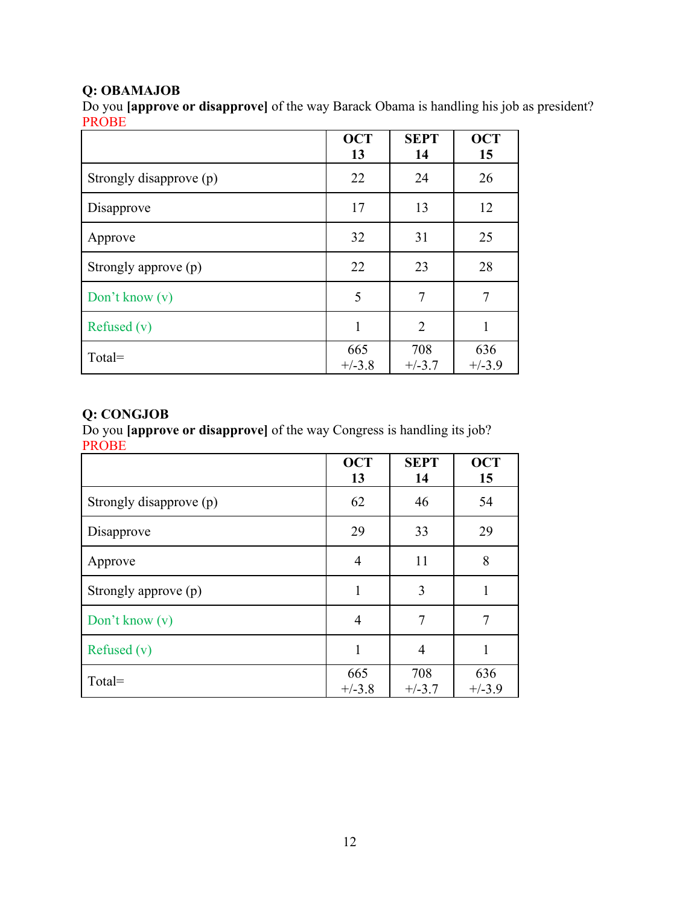**Q: OBAMAJOB**
Do you **[approve or disapprove]** of the way Barack Obama is handling his job as president?
PROBE

| | OCT 13 | SEPT 14 | OCT 15 |
|---|---|---|---|
| Strongly disapprove (p) | 22 | 24 | 26 |
| Disapprove | 17 | 13 | 12 |
| Approve | 32 | 31 | 25 |
| Strongly approve (p) | 22 | 23 | 28 |
| Don't know (v) | 5 | 7 | 7 |
| Refused (v) | 1 | 2 | 1 |
| Total= | 665 +/-3.8 | 708 +/-3.7 | 636 +/-3.9 |

**Q: CONGJOB**
Do you **[approve or disapprove]** of the way Congress is handling its job?
PROBE

| | OCT 13 | SEPT 14 | OCT 15 |
|---|---|---|---|
| Strongly disapprove (p) | 62 | 46 | 54 |
| Disapprove | 29 | 33 | 29 |
| Approve | 4 | 11 | 8 |
| Strongly approve (p) | 1 | 3 | 1 |
| Don't know (v) | 4 | 7 | 7 |
| Refused (v) | 1 | 4 | 1 |
| Total= | 665 +/-3.8 | 708 +/-3.7 | 636 +/-3.9 |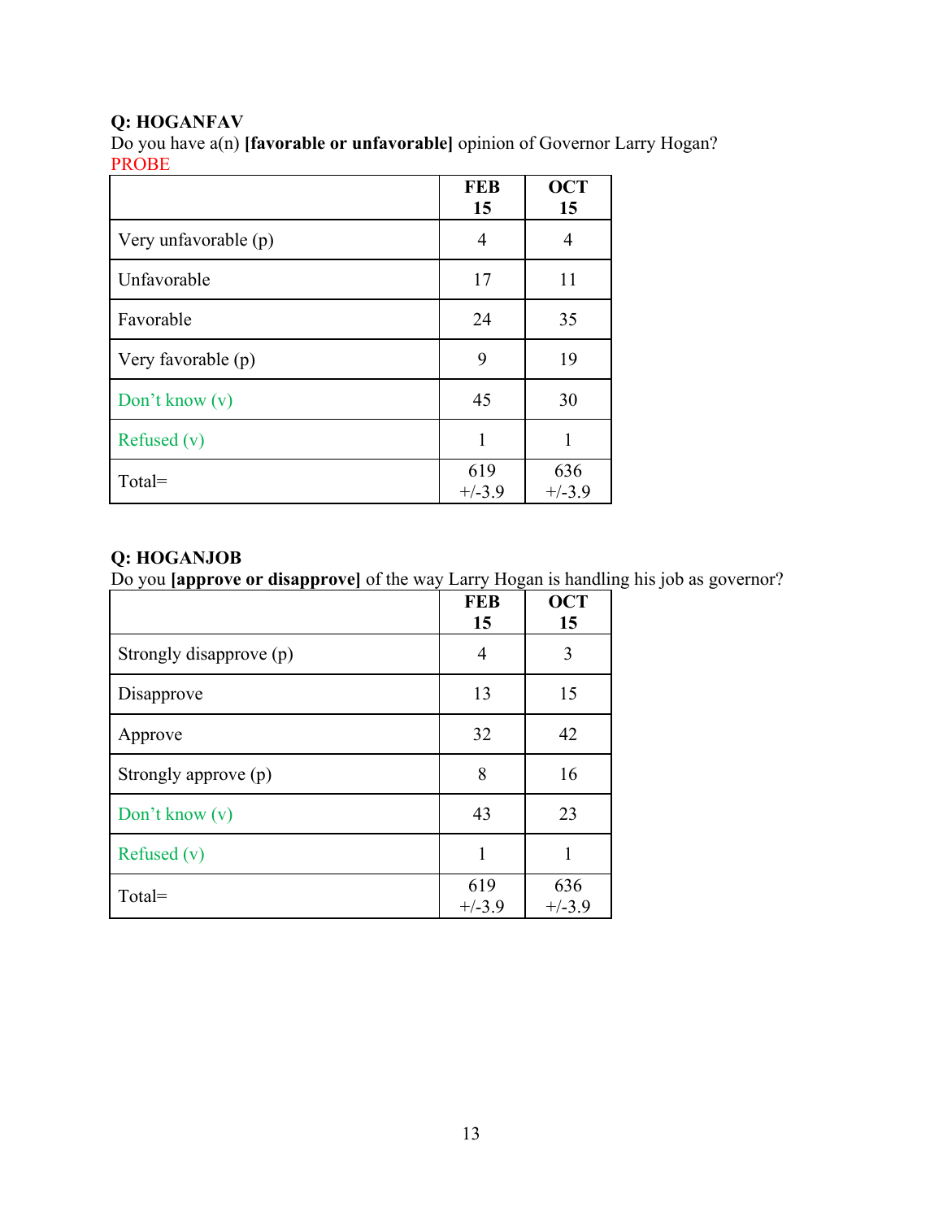**Q: HOGANFAV**
Do you have a(n) **[favorable or unfavorable]** opinion of Governor Larry Hogan?
PROBE

| | FEB 15 | OCT 15 |
|---|---|---|
| Very unfavorable (p) | 4 | 4 |
| Unfavorable | 17 | 11 |
| Favorable | 24 | 35 |
| Very favorable (p) | 9 | 19 |
| Don't know (v) | 45 | 30 |
| Refused (v) | 1 | 1 |
| Total= | 619 +/-3.9 | 636 +/-3.9 |

**Q: HOGANJOB**
Do you **[approve or disapprove]** of the way Larry Hogan is handling his job as governor?

| | FEB 15 | OCT 15 |
|---|---|---|
| Strongly disapprove (p) | 4 | 3 |
| Disapprove | 13 | 15 |
| Approve | 32 | 42 |
| Strongly approve (p) | 8 | 16 |
| Don't know (v) | 43 | 23 |
| Refused (v) | 1 | 1 |
| Total= | 619 +/-3.9 | 636 +/-3.9 |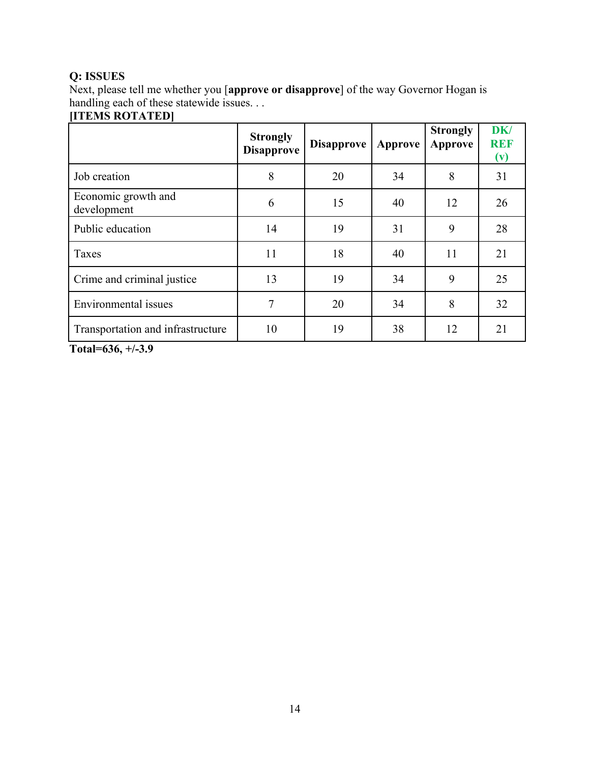**Q: ISSUES**
Next, please tell me whether you [**approve or disapprove**] of the way Governor Hogan is handling each of these statewide issues. . .
**[ITEMS ROTATED]**

| | Strongly Disapprove | Disapprove | Approve | Strongly Approve | DK/ REF (v) |
|---|---|---|---|---|---|
| Job creation | 8 | 20 | 34 | 8 | 31 |
| Economic growth and development | 6 | 15 | 40 | 12 | 26 |
| Public education | 14 | 19 | 31 | 9 | 28 |
| Taxes | 11 | 18 | 40 | 11 | 21 |
| Crime and criminal justice | 13 | 19 | 34 | 9 | 25 |
| Environmental issues | 7 | 20 | 34 | 8 | 32 |
| Transportation and infrastructure | 10 | 19 | 38 | 12 | 21 |

**Total=636, +/-3.9**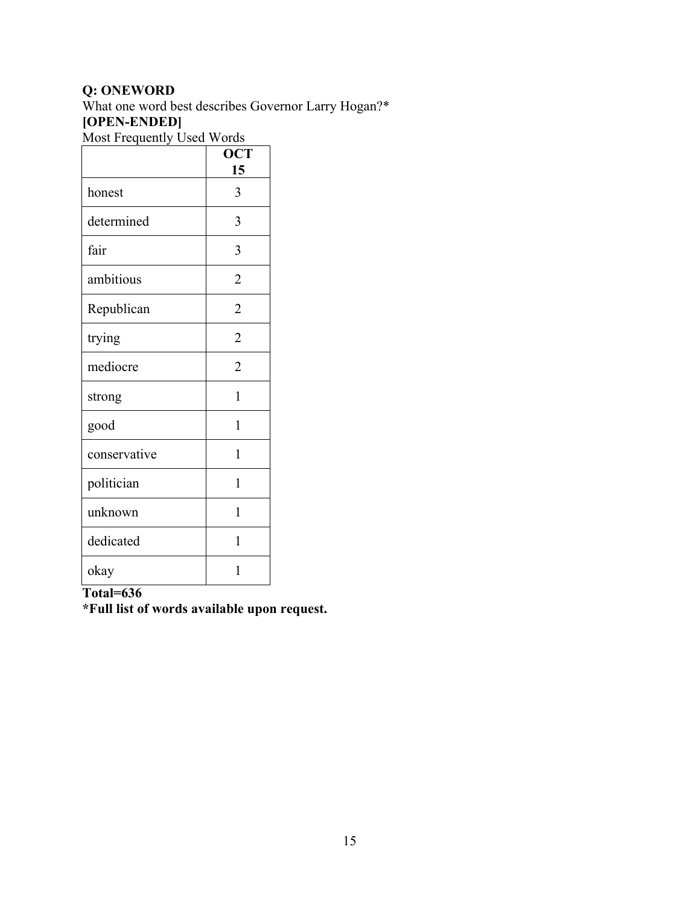**Q: ONEWORD**

What one word best describes Governor Larry Hogan?*

**[OPEN-ENDED]**

Most Frequently Used Words

| | **OCT 15** |
|---|---|
| honest | 3 |
| determined | 3 |
| fair | 3 |
| ambitious | 2 |
| Republican | 2 |
| trying | 2 |
| mediocre | 2 |
| strong | 1 |
| good | 1 |
| conservative | 1 |
| politician | 1 |
| unknown | 1 |
| dedicated | 1 |
| okay | 1 |

**Total=636**

***Full list of words available upon request.**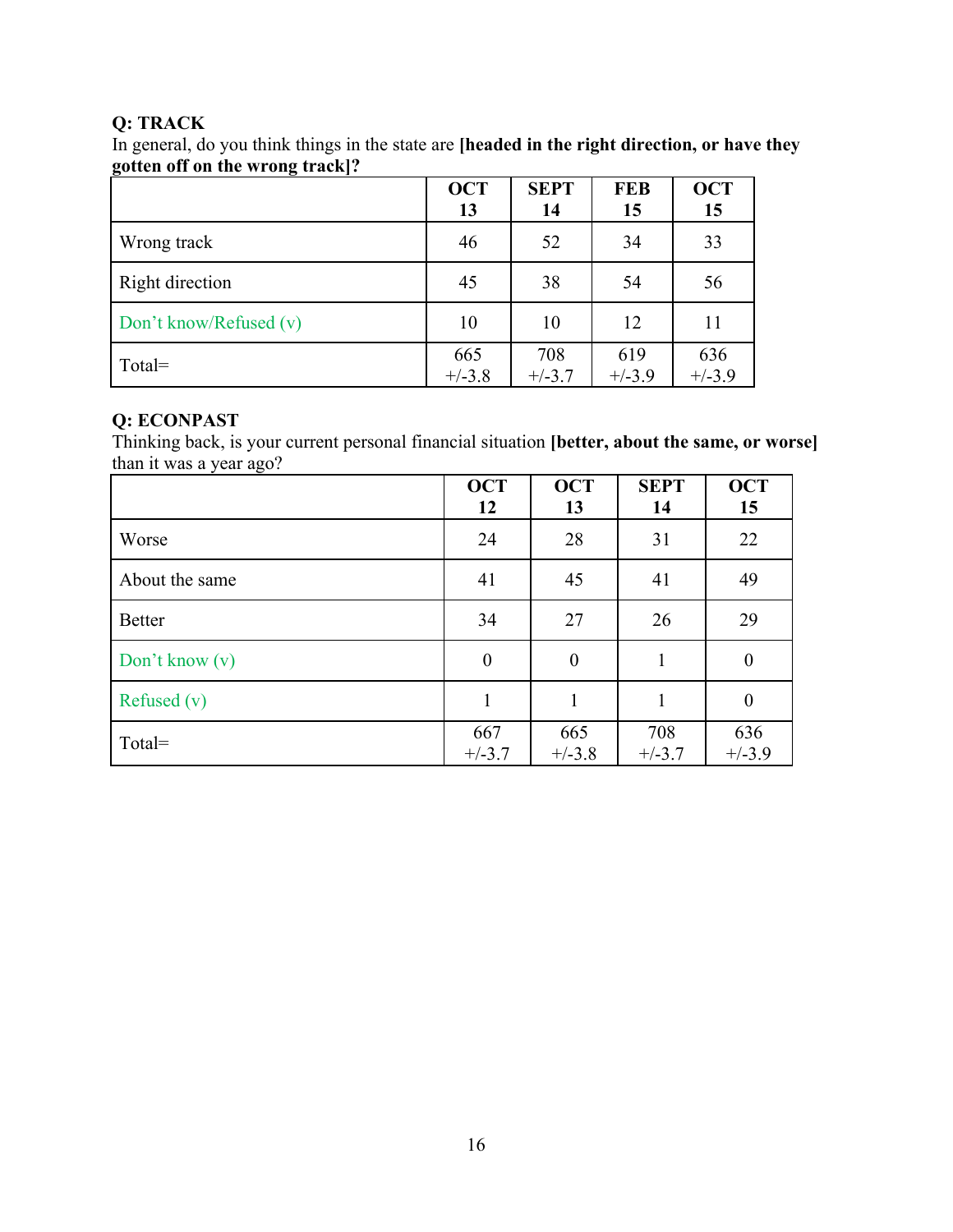**Q: TRACK**

In general, do you think things in the state are **[headed in the right direction, or have they gotten off on the wrong track]?**

| | OCT 13 | SEPT 14 | FEB 15 | OCT 15 |
|---|---|---|---|---|
| Wrong track | 46 | 52 | 34 | 33 |
| Right direction | 45 | 38 | 54 | 56 |
| Don't know/Refused (v) | 10 | 10 | 12 | 11 |
| Total= | 665 +/-3.8 | 708 +/-3.7 | 619 +/-3.9 | 636 +/-3.9 |

**Q: ECONPAST**

Thinking back, is your current personal financial situation **[better, about the same, or worse]** than it was a year ago?

| | OCT 12 | OCT 13 | SEPT 14 | OCT 15 |
|---|---|---|---|---|
| Worse | 24 | 28 | 31 | 22 |
| About the same | 41 | 45 | 41 | 49 |
| Better | 34 | 27 | 26 | 29 |
| Don't know (v) | 0 | 0 | 1 | 0 |
| Refused (v) | 1 | 1 | 1 | 0 |
| Total= | 667 +/-3.7 | 665 +/-3.8 | 708 +/-3.7 | 636 +/-3.9 |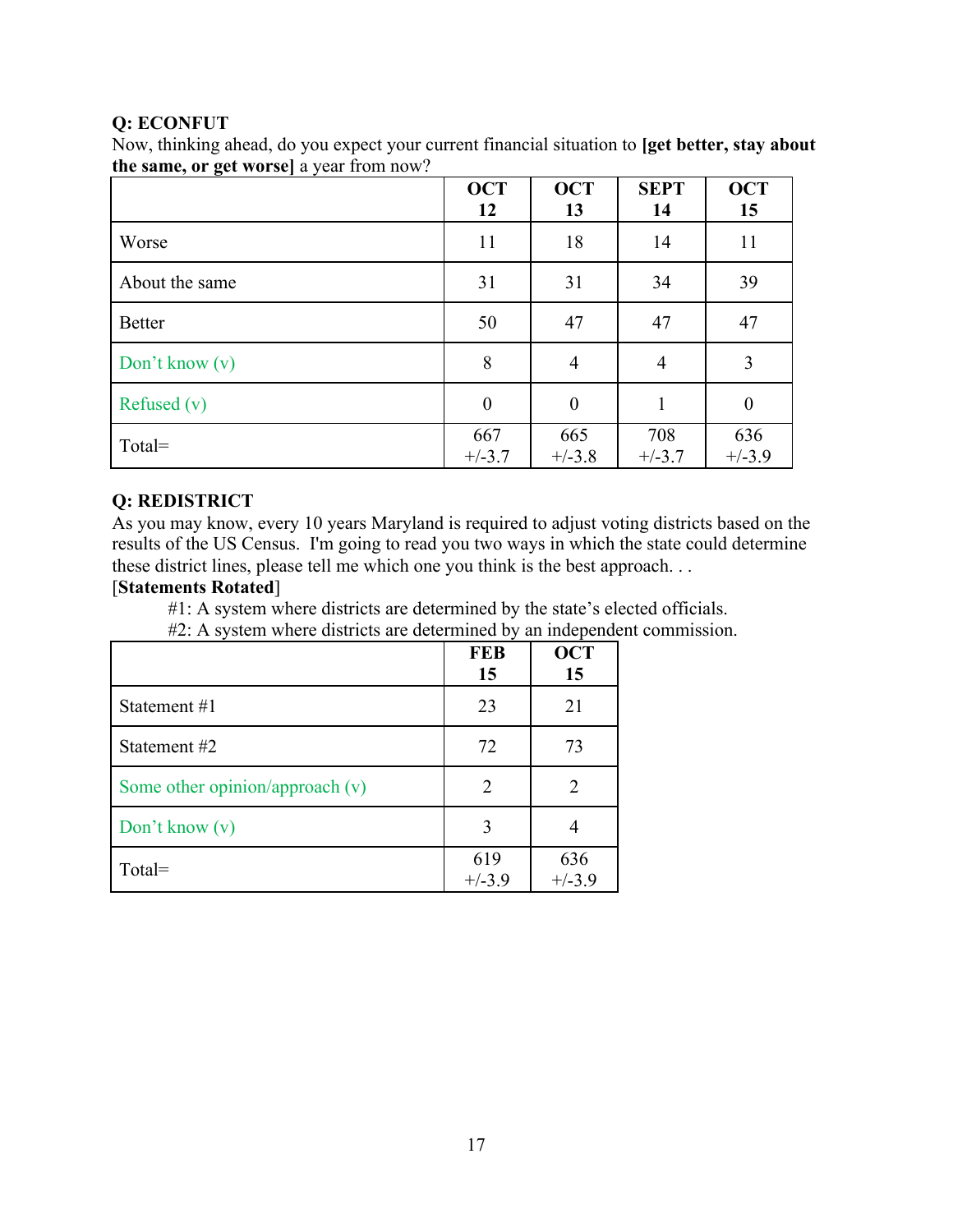**Q: ECONFUT**

Now, thinking ahead, do you expect your current financial situation to **[get better, stay about the same, or get worse]** a year from now?

| | OCT 12 | OCT 13 | SEPT 14 | OCT 15 |
|---|---|---|---|---|
| Worse | 11 | 18 | 14 | 11 |
| About the same | 31 | 31 | 34 | 39 |
| Better | 50 | 47 | 47 | 47 |
| Don't know (v) | 8 | 4 | 4 | 3 |
| Refused (v) | 0 | 0 | 1 | 0 |
| Total= | 667 +/-3.7 | 665 +/-3.8 | 708 +/-3.7 | 636 +/-3.9 |

**Q: REDISTRICT**

As you may know, every 10 years Maryland is required to adjust voting districts based on the results of the US Census. I'm going to read you two ways in which the state could determine these district lines, please tell me which one you think is the best approach. . .

[**Statements Rotated**]

#1: A system where districts are determined by the state's elected officials.

#2: A system where districts are determined by an independent commission.

| | FEB 15 | OCT 15 |
|---|---|---|
| Statement #1 | 23 | 21 |
| Statement #2 | 72 | 73 |
| Some other opinion/approach (v) | 2 | 2 |
| Don't know (v) | 3 | 4 |
| Total= | 619 +/-3.9 | 636 +/-3.9 |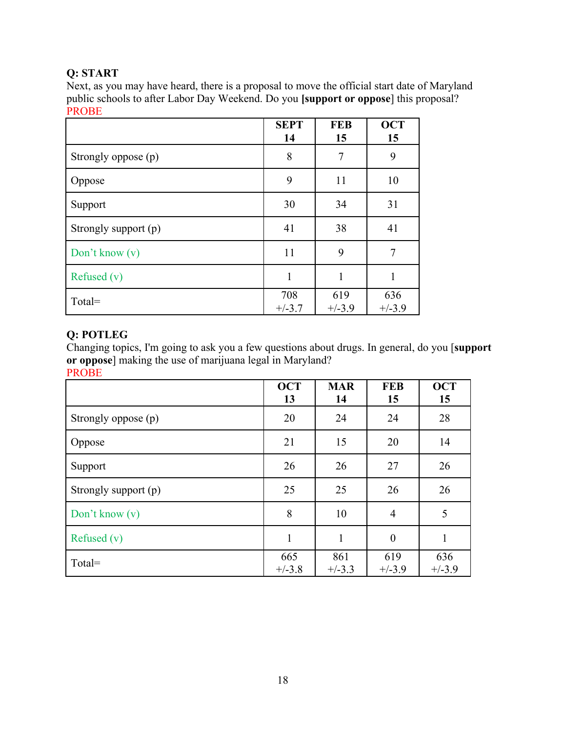**Q: START**

Next, as you may have heard, there is a proposal to move the official start date of Maryland public schools to after Labor Day Weekend. Do you **[support or oppose**] this proposal?

PROBE

| | SEPT 14 | FEB 15 | OCT 15 |
|---|---|---|---|
| Strongly oppose (p) | 8 | 7 | 9 |
| Oppose | 9 | 11 | 10 |
| Support | 30 | 34 | 31 |
| Strongly support (p) | 41 | 38 | 41 |
| Don't know (v) | 11 | 9 | 7 |
| Refused (v) | 1 | 1 | 1 |
| Total= | 708 +/-3.7 | 619 +/-3.9 | 636 +/-3.9 |

**Q: POTLEG**

Changing topics, I'm going to ask you a few questions about drugs. In general, do you [**support or oppose**] making the use of marijuana legal in Maryland?

PROBE

| | OCT 13 | MAR 14 | FEB 15 | OCT 15 |
|---|---|---|---|---|
| Strongly oppose (p) | 20 | 24 | 24 | 28 |
| Oppose | 21 | 15 | 20 | 14 |
| Support | 26 | 26 | 27 | 26 |
| Strongly support (p) | 25 | 25 | 26 | 26 |
| Don't know (v) | 8 | 10 | 4 | 5 |
| Refused (v) | 1 | 1 | 0 | 1 |
| Total= | 665 +/-3.8 | 861 +/-3.3 | 619 +/-3.9 | 636 +/-3.9 |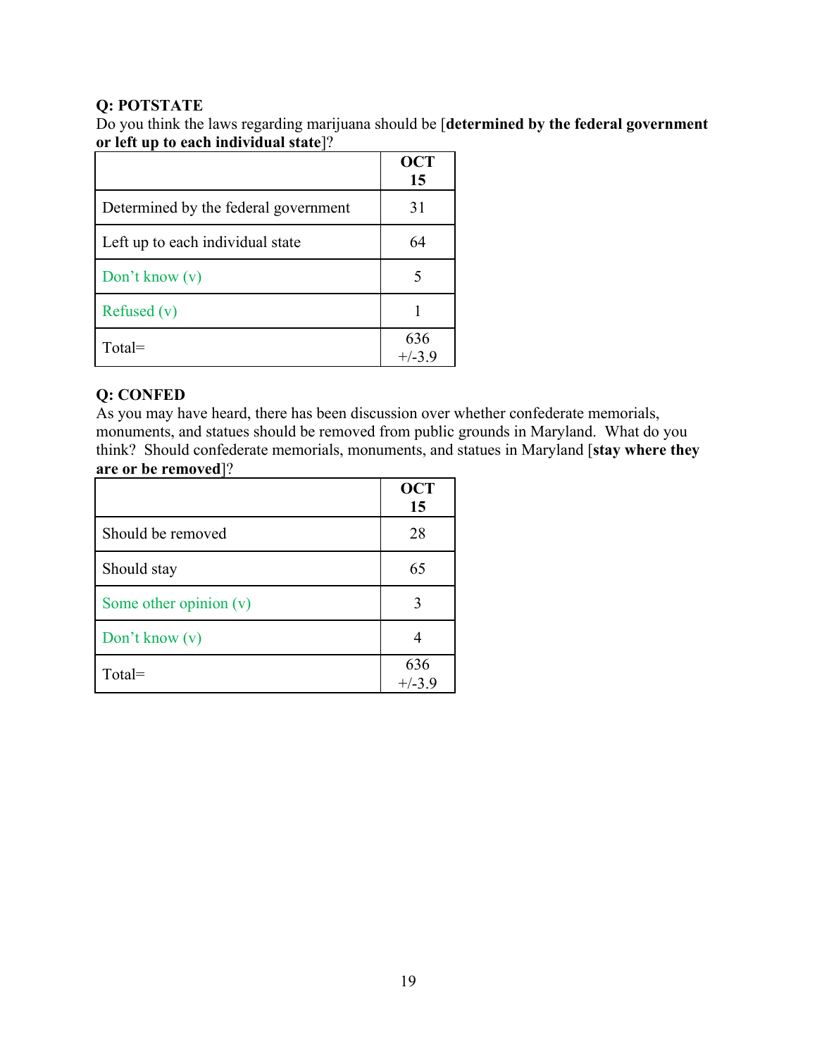**Q: POTSTATE**
Do you think the laws regarding marijuana should be [**determined by the federal government or left up to each individual state**]?

| | **OCT 15** |
|---|---|
| Determined by the federal government | 31 |
| Left up to each individual state | 64 |
| Don't know (v) | 5 |
| Refused (v) | 1 |
| Total= | 636 +/-3.9 |

**Q: CONFED**
As you may have heard, there has been discussion over whether confederate memorials, monuments, and statues should be removed from public grounds in Maryland. What do you think? Should confederate memorials, monuments, and statues in Maryland [**stay where they are or be removed**]?

| | **OCT 15** |
|---|---|
| Should be removed | 28 |
| Should stay | 65 |
| Some other opinion (v) | 3 |
| Don't know (v) | 4 |
| Total= | 636 +/-3.9 |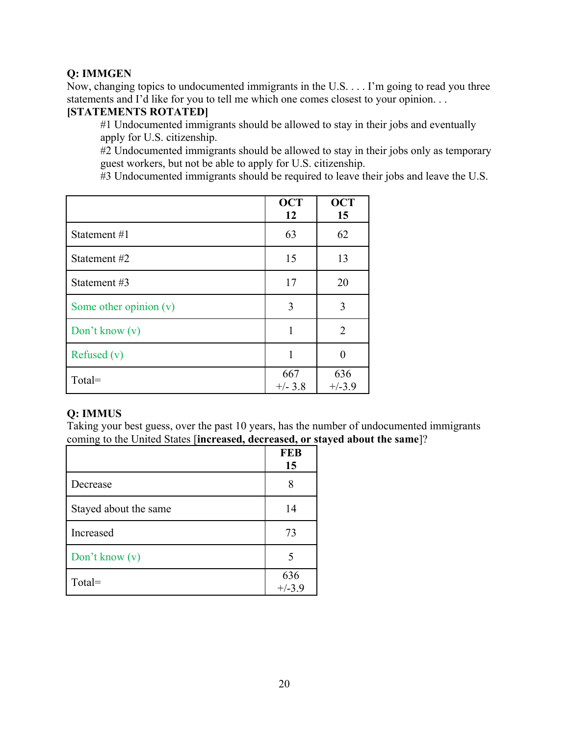**Q: IMMGEN**

Now, changing topics to undocumented immigrants in the U.S. . . . I'm going to read you three statements and I'd like for you to tell me which one comes closest to your opinion. . .

**[STATEMENTS ROTATED]**

#1 Undocumented immigrants should be allowed to stay in their jobs and eventually apply for U.S. citizenship.

#2 Undocumented immigrants should be allowed to stay in their jobs only as temporary guest workers, but not be able to apply for U.S. citizenship.

#3 Undocumented immigrants should be required to leave their jobs and leave the U.S.

| | OCT 12 | OCT 15 |
|---|---|---|
| Statement #1 | 63 | 62 |
| Statement #2 | 15 | 13 |
| Statement #3 | 17 | 20 |
| Some other opinion (v) | 3 | 3 |
| Don't know (v) | 1 | 2 |
| Refused (v) | 1 | 0 |
| Total= | 667 +/- 3.8 | 636 +/-3.9 |

**Q: IMMUS**

Taking your best guess, over the past 10 years, has the number of undocumented immigrants coming to the United States [**increased, decreased, or stayed about the same**]?

| | FEB 15 |
|---|---|
| Decrease | 8 |
| Stayed about the same | 14 |
| Increased | 73 |
| Don't know (v) | 5 |
| Total= | 636 +/-3.9 |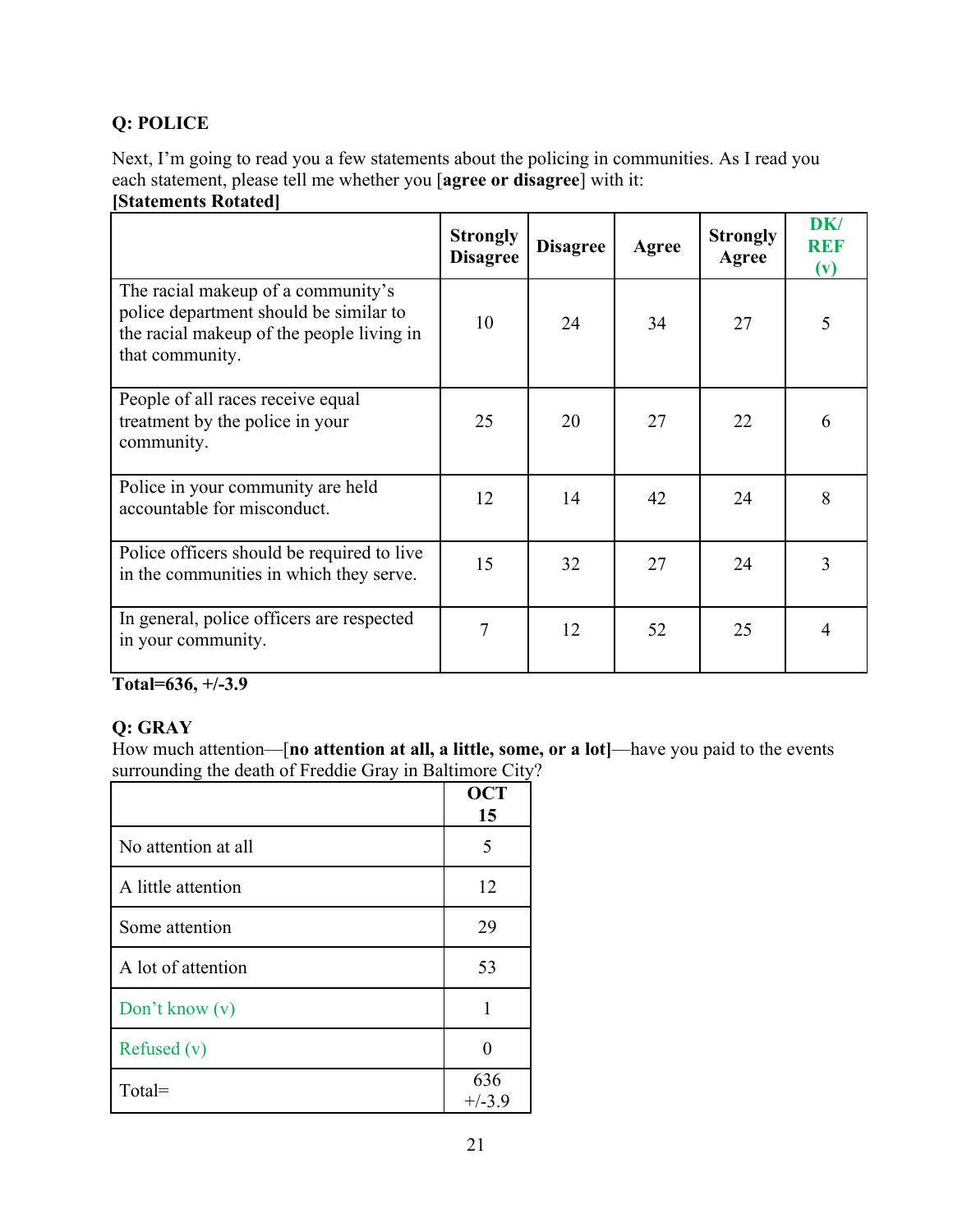### Q: POLICE

Next, I'm going to read you a few statements about the policing in communities. As I read you each statement, please tell me whether you [**agree or disagree**] with it:
**[Statements Rotated]**

| | Strongly Disagree | Disagree | Agree | Strongly Agree | DK/ REF (v) |
|---|---|---|---|---|---|
| The racial makeup of a community's police department should be similar to the racial makeup of the people living in that community. | 10 | 24 | 34 | 27 | 5 |
| People of all races receive equal treatment by the police in your community. | 25 | 20 | 27 | 22 | 6 |
| Police in your community are held accountable for misconduct. | 12 | 14 | 42 | 24 | 8 |
| Police officers should be required to live in the communities in which they serve. | 15 | 32 | 27 | 24 | 3 |
| In general, police officers are respected in your community. | 7 | 12 | 52 | 25 | 4 |

**Total=636, +/-3.9**

### Q: GRAY

How much attention—[**no attention at all, a little, some, or a lot]**—have you paid to the events surrounding the death of Freddie Gray in Baltimore City?

| | OCT 15 |
|---|---|
| No attention at all | 5 |
| A little attention | 12 |
| Some attention | 29 |
| A lot of attention | 53 |
| Don't know (v) | 1 |
| Refused (v) | 0 |
| Total= | 636 +/-3.9 |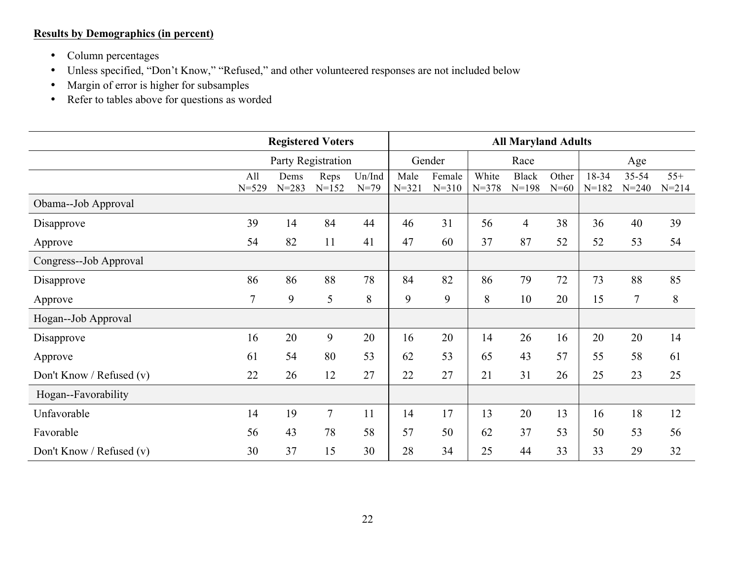**Results by Demographics (in percent)**

- Column percentages
- Unless specified, "Don't Know," "Refused," and other volunteered responses are not included below
- Margin of error is higher for subsamples
- Refer to tables above for questions as worded

| | Registered Voters | | | | All Maryland Adults | | | | | | | |
|---|---|---|---|---|---|---|---|---|---|---|---|---|
| | Party Registration | | | | Gender | | Race | | | Age | | |
| | All N=529 | Dems N=283 | Reps N=152 | Un/Ind N=79 | Male N=321 | Female N=310 | White N=378 | Black N=198 | Other N=60 | 18-34 N=182 | 35-54 N=240 | 55+ N=214 |
| Obama--Job Approval | | | | | | | | | | | | |
| Disapprove | 39 | 14 | 84 | 44 | 46 | 31 | 56 | 4 | 38 | 36 | 40 | 39 |
| Approve | 54 | 82 | 11 | 41 | 47 | 60 | 37 | 87 | 52 | 52 | 53 | 54 |
| Congress--Job Approval | | | | | | | | | | | | |
| Disapprove | 86 | 86 | 88 | 78 | 84 | 82 | 86 | 79 | 72 | 73 | 88 | 85 |
| Approve | 7 | 9 | 5 | 8 | 9 | 9 | 8 | 10 | 20 | 15 | 7 | 8 |
| Hogan--Job Approval | | | | | | | | | | | | |
| Disapprove | 16 | 20 | 9 | 20 | 16 | 20 | 14 | 26 | 16 | 20 | 20 | 14 |
| Approve | 61 | 54 | 80 | 53 | 62 | 53 | 65 | 43 | 57 | 55 | 58 | 61 |
| Don't Know / Refused (v) | 22 | 26 | 12 | 27 | 22 | 27 | 21 | 31 | 26 | 25 | 23 | 25 |
| Hogan--Favorability | | | | | | | | | | | | |
| Unfavorable | 14 | 19 | 7 | 11 | 14 | 17 | 13 | 20 | 13 | 16 | 18 | 12 |
| Favorable | 56 | 43 | 78 | 58 | 57 | 50 | 62 | 37 | 53 | 50 | 53 | 56 |
| Don't Know / Refused (v) | 30 | 37 | 15 | 30 | 28 | 34 | 25 | 44 | 33 | 33 | 29 | 32 |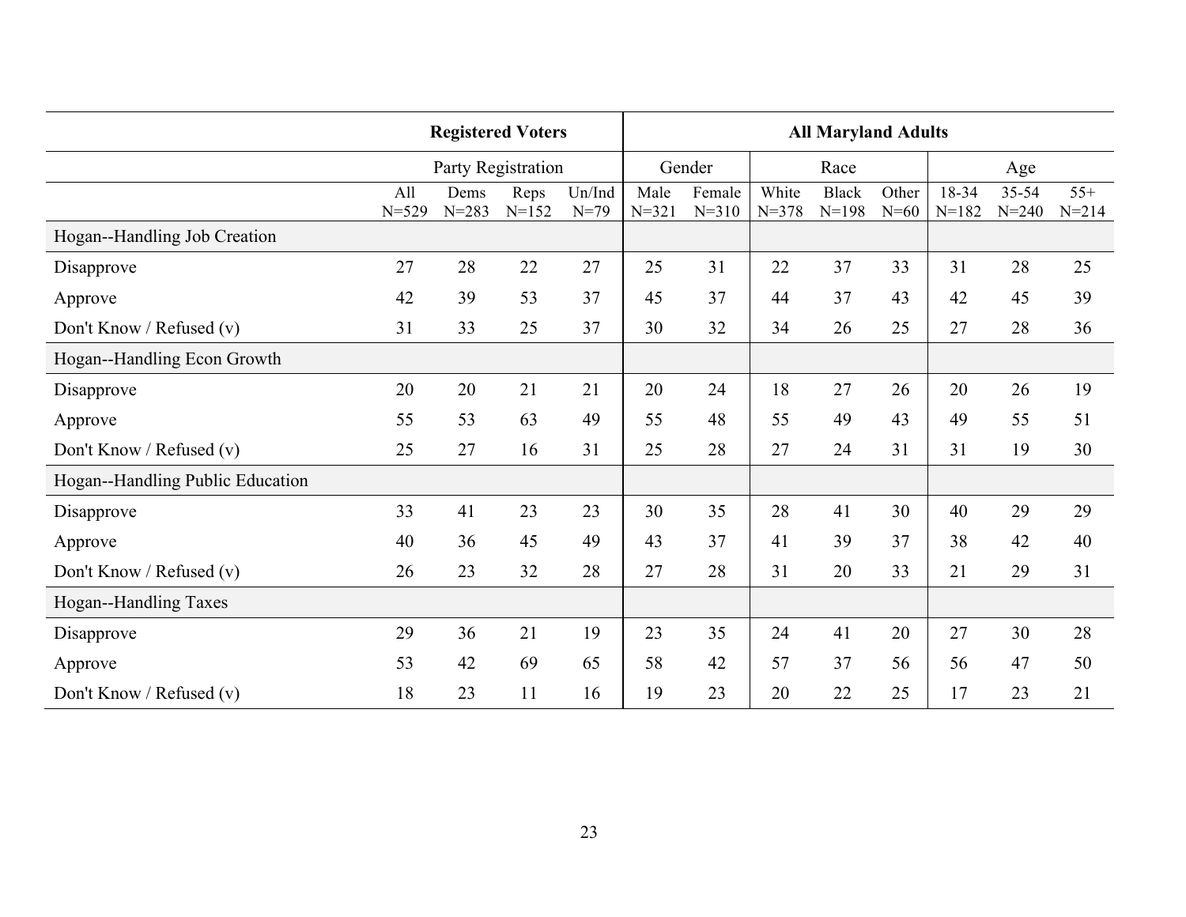| | Registered Voters | | | | All Maryland Adults | | | | | | | |
|---|---|---|---|---|---|---|---|---|---|---|---|---|
| | Party Registration | | | | Gender | | Race | | | Age | | |
| | All N=529 | Dems N=283 | Reps N=152 | Un/Ind N=79 | Male N=321 | Female N=310 | White N=378 | Black N=198 | Other N=60 | 18-34 N=182 | 35-54 N=240 | 55+ N=214 |
| Hogan--Handling Job Creation | | | | | | | | | | | | |
| Disapprove | 27 | 28 | 22 | 27 | 25 | 31 | 22 | 37 | 33 | 31 | 28 | 25 |
| Approve | 42 | 39 | 53 | 37 | 45 | 37 | 44 | 37 | 43 | 42 | 45 | 39 |
| Don't Know / Refused (v) | 31 | 33 | 25 | 37 | 30 | 32 | 34 | 26 | 25 | 27 | 28 | 36 |
| Hogan--Handling Econ Growth | | | | | | | | | | | | |
| Disapprove | 20 | 20 | 21 | 21 | 20 | 24 | 18 | 27 | 26 | 20 | 26 | 19 |
| Approve | 55 | 53 | 63 | 49 | 55 | 48 | 55 | 49 | 43 | 49 | 55 | 51 |
| Don't Know / Refused (v) | 25 | 27 | 16 | 31 | 25 | 28 | 27 | 24 | 31 | 31 | 19 | 30 |
| Hogan--Handling Public Education | | | | | | | | | | | | |
| Disapprove | 33 | 41 | 23 | 23 | 30 | 35 | 28 | 41 | 30 | 40 | 29 | 29 |
| Approve | 40 | 36 | 45 | 49 | 43 | 37 | 41 | 39 | 37 | 38 | 42 | 40 |
| Don't Know / Refused (v) | 26 | 23 | 32 | 28 | 27 | 28 | 31 | 20 | 33 | 21 | 29 | 31 |
| Hogan--Handling Taxes | | | | | | | | | | | | |
| Disapprove | 29 | 36 | 21 | 19 | 23 | 35 | 24 | 41 | 20 | 27 | 30 | 28 |
| Approve | 53 | 42 | 69 | 65 | 58 | 42 | 57 | 37 | 56 | 56 | 47 | 50 |
| Don't Know / Refused (v) | 18 | 23 | 11 | 16 | 19 | 23 | 20 | 22 | 25 | 17 | 23 | 21 |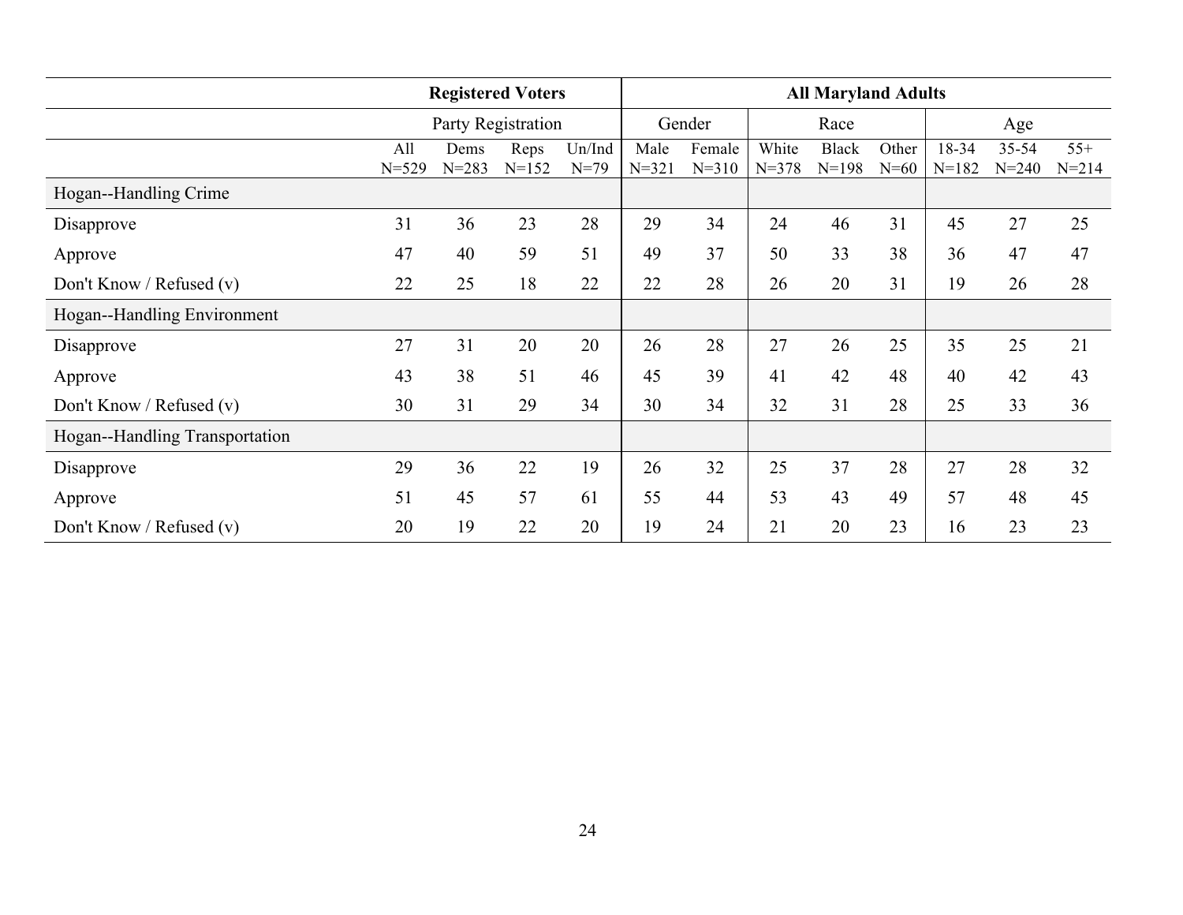| | Registered Voters | | | | All Maryland Adults | | | | | | | |
|---|---|---|---|---|---|---|---|---|---|---|---|---|
| | Party Registration | | | | Gender | | Race | | | Age | | |
| | All N=529 | Dems N=283 | Reps N=152 | Un/Ind N=79 | Male N=321 | Female N=310 | White N=378 | Black N=198 | Other N=60 | 18-34 N=182 | 35-54 N=240 | 55+ N=214 |
| **Hogan--Handling Crime** | | | | | | | | | | | | |
| Disapprove | 31 | 36 | 23 | 28 | 29 | 34 | 24 | 46 | 31 | 45 | 27 | 25 |
| Approve | 47 | 40 | 59 | 51 | 49 | 37 | 50 | 33 | 38 | 36 | 47 | 47 |
| Don't Know / Refused (v) | 22 | 25 | 18 | 22 | 22 | 28 | 26 | 20 | 31 | 19 | 26 | 28 |
| **Hogan--Handling Environment** | | | | | | | | | | | | |
| Disapprove | 27 | 31 | 20 | 20 | 26 | 28 | 27 | 26 | 25 | 35 | 25 | 21 |
| Approve | 43 | 38 | 51 | 46 | 45 | 39 | 41 | 42 | 48 | 40 | 42 | 43 |
| Don't Know / Refused (v) | 30 | 31 | 29 | 34 | 30 | 34 | 32 | 31 | 28 | 25 | 33 | 36 |
| **Hogan--Handling Transportation** | | | | | | | | | | | | |
| Disapprove | 29 | 36 | 22 | 19 | 26 | 32 | 25 | 37 | 28 | 27 | 28 | 32 |
| Approve | 51 | 45 | 57 | 61 | 55 | 44 | 53 | 43 | 49 | 57 | 48 | 45 |
| Don't Know / Refused (v) | 20 | 19 | 22 | 20 | 19 | 24 | 21 | 20 | 23 | 16 | 23 | 23 |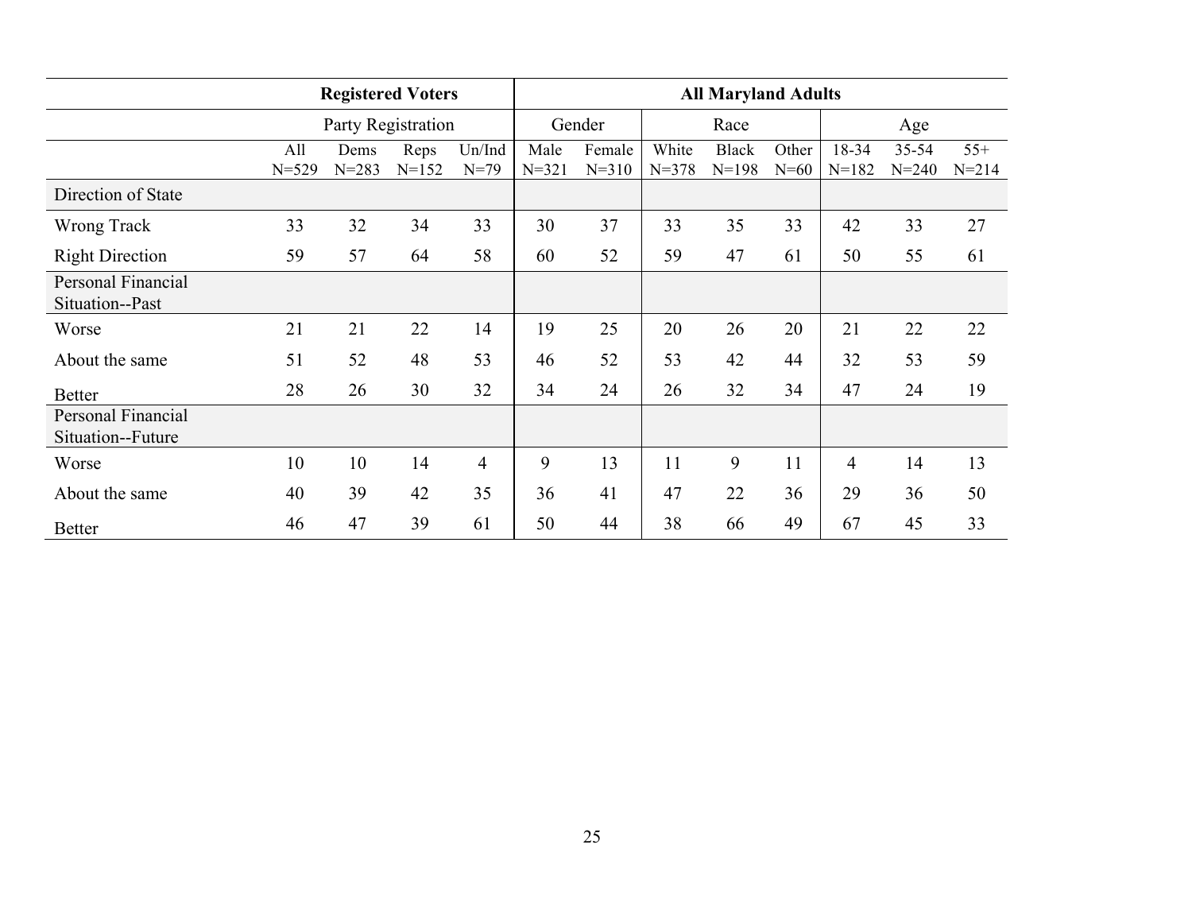| | Registered Voters | | | | All Maryland Adults | | | | | | | |
|---|---|---|---|---|---|---|---|---|---|---|---|---|
| | Party Registration | | | | Gender | | Race | | | Age | | |
| | All N=529 | Dems N=283 | Reps N=152 | Un/Ind N=79 | Male N=321 | Female N=310 | White N=378 | Black N=198 | Other N=60 | 18-34 N=182 | 35-54 N=240 | 55+ N=214 |
| Direction of State | | | | | | | | | | | | |
| Wrong Track | 33 | 32 | 34 | 33 | 30 | 37 | 33 | 35 | 33 | 42 | 33 | 27 |
| Right Direction | 59 | 57 | 64 | 58 | 60 | 52 | 59 | 47 | 61 | 50 | 55 | 61 |
| Personal Financial Situation--Past | | | | | | | | | | | | |
| Worse | 21 | 21 | 22 | 14 | 19 | 25 | 20 | 26 | 20 | 21 | 22 | 22 |
| About the same | 51 | 52 | 48 | 53 | 46 | 52 | 53 | 42 | 44 | 32 | 53 | 59 |
| Better | 28 | 26 | 30 | 32 | 34 | 24 | 26 | 32 | 34 | 47 | 24 | 19 |
| Personal Financial Situation--Future | | | | | | | | | | | | |
| Worse | 10 | 10 | 14 | 4 | 9 | 13 | 11 | 9 | 11 | 4 | 14 | 13 |
| About the same | 40 | 39 | 42 | 35 | 36 | 41 | 47 | 22 | 36 | 29 | 36 | 50 |
| Better | 46 | 47 | 39 | 61 | 50 | 44 | 38 | 66 | 49 | 67 | 45 | 33 |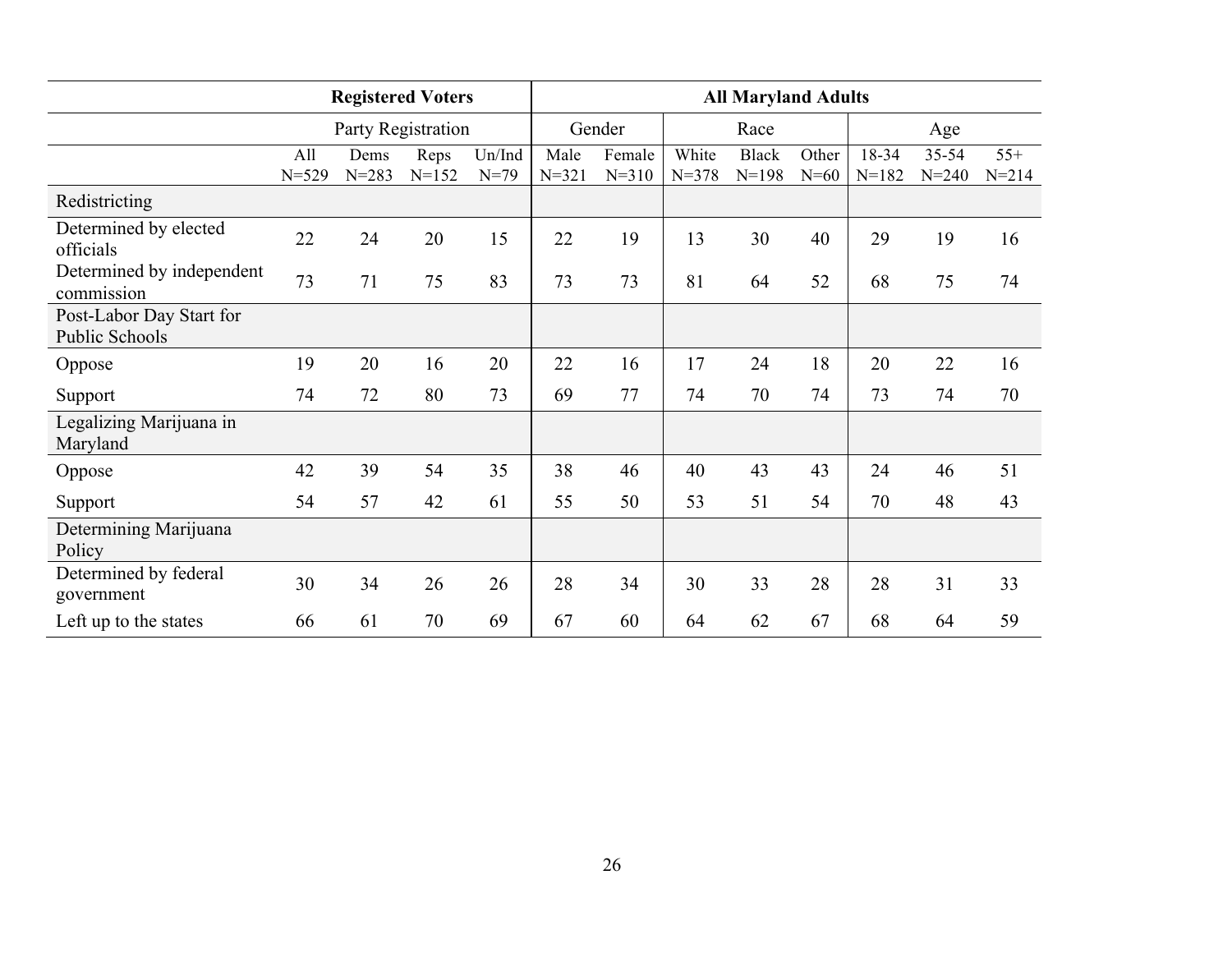| | Registered Voters | | | | All Maryland Adults | | | | | | | |
|---|---|---|---|---|---|---|---|---|---|---|---|---|
| | Party Registration | | | | Gender | | Race | | | Age | | |
| | All N=529 | Dems N=283 | Reps N=152 | Un/Ind N=79 | Male N=321 | Female N=310 | White N=378 | Black N=198 | Other N=60 | 18-34 N=182 | 35-54 N=240 | 55+ N=214 |
| Redistricting | | | | | | | | | | | | |
| Determined by elected officials | 22 | 24 | 20 | 15 | 22 | 19 | 13 | 30 | 40 | 29 | 19 | 16 |
| Determined by independent commission | 73 | 71 | 75 | 83 | 73 | 73 | 81 | 64 | 52 | 68 | 75 | 74 |
| Post-Labor Day Start for Public Schools | | | | | | | | | | | | |
| Oppose | 19 | 20 | 16 | 20 | 22 | 16 | 17 | 24 | 18 | 20 | 22 | 16 |
| Support | 74 | 72 | 80 | 73 | 69 | 77 | 74 | 70 | 74 | 73 | 74 | 70 |
| Legalizing Marijuana in Maryland | | | | | | | | | | | | |
| Oppose | 42 | 39 | 54 | 35 | 38 | 46 | 40 | 43 | 43 | 24 | 46 | 51 |
| Support | 54 | 57 | 42 | 61 | 55 | 50 | 53 | 51 | 54 | 70 | 48 | 43 |
| Determining Marijuana Policy | | | | | | | | | | | | |
| Determined by federal government | 30 | 34 | 26 | 26 | 28 | 34 | 30 | 33 | 28 | 28 | 31 | 33 |
| Left up to the states | 66 | 61 | 70 | 69 | 67 | 60 | 64 | 62 | 67 | 68 | 64 | 59 |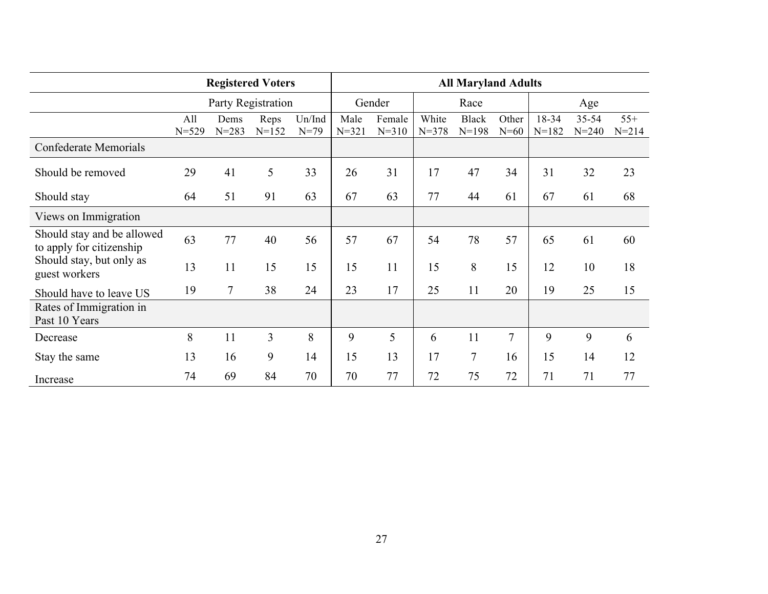| | Registered Voters | | | | All Maryland Adults | | | | | | | |
|---|---|---|---|---|---|---|---|---|---|---|---|---|
| | Party Registration | | | | Gender | | Race | | | Age | | |
| | All N=529 | Dems N=283 | Reps N=152 | Un/Ind N=79 | Male N=321 | Female N=310 | White N=378 | Black N=198 | Other N=60 | 18-34 N=182 | 35-54 N=240 | 55+ N=214 |
| Confederate Memorials | | | | | | | | | | | | |
| Should be removed | 29 | 41 | 5 | 33 | 26 | 31 | 17 | 47 | 34 | 31 | 32 | 23 |
| Should stay | 64 | 51 | 91 | 63 | 67 | 63 | 77 | 44 | 61 | 67 | 61 | 68 |
| Views on Immigration | | | | | | | | | | | | |
| Should stay and be allowed to apply for citizenship | 63 | 77 | 40 | 56 | 57 | 67 | 54 | 78 | 57 | 65 | 61 | 60 |
| Should stay, but only as guest workers | 13 | 11 | 15 | 15 | 15 | 11 | 15 | 8 | 15 | 12 | 10 | 18 |
| Should have to leave US | 19 | 7 | 38 | 24 | 23 | 17 | 25 | 11 | 20 | 19 | 25 | 15 |
| Rates of Immigration in Past 10 Years | | | | | | | | | | | | |
| Decrease | 8 | 11 | 3 | 8 | 9 | 5 | 6 | 11 | 7 | 9 | 9 | 6 |
| Stay the same | 13 | 16 | 9 | 14 | 15 | 13 | 17 | 7 | 16 | 15 | 14 | 12 |
| Increase | 74 | 69 | 84 | 70 | 70 | 77 | 72 | 75 | 72 | 71 | 71 | 77 |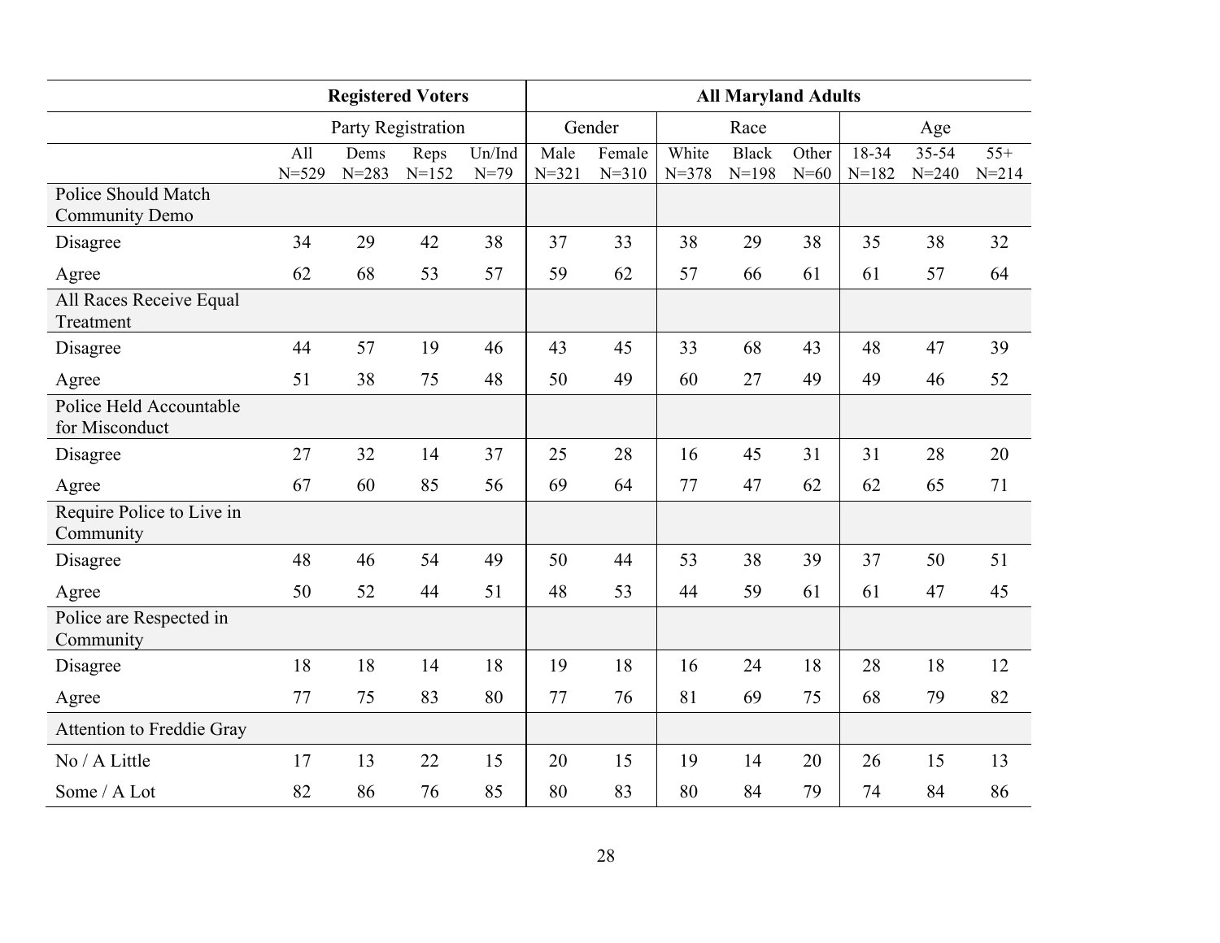| | Registered Voters | | | | All Maryland Adults | | | | | | | |
|---|---|---|---|---|---|---|---|---|---|---|---|---|
| | Party Registration | | | | Gender | | Race | | | Age | | |
| | All N=529 | Dems N=283 | Reps N=152 | Un/Ind N=79 | Male N=321 | Female N=310 | White N=378 | Black N=198 | Other N=60 | 18-34 N=182 | 35-54 N=240 | 55+ N=214 |
| Police Should Match Community Demo | | | | | | | | | | | | |
| Disagree | 34 | 29 | 42 | 38 | 37 | 33 | 38 | 29 | 38 | 35 | 38 | 32 |
| Agree | 62 | 68 | 53 | 57 | 59 | 62 | 57 | 66 | 61 | 61 | 57 | 64 |
| All Races Receive Equal Treatment | | | | | | | | | | | | |
| Disagree | 44 | 57 | 19 | 46 | 43 | 45 | 33 | 68 | 43 | 48 | 47 | 39 |
| Agree | 51 | 38 | 75 | 48 | 50 | 49 | 60 | 27 | 49 | 49 | 46 | 52 |
| Police Held Accountable for Misconduct | | | | | | | | | | | | |
| Disagree | 27 | 32 | 14 | 37 | 25 | 28 | 16 | 45 | 31 | 31 | 28 | 20 |
| Agree | 67 | 60 | 85 | 56 | 69 | 64 | 77 | 47 | 62 | 62 | 65 | 71 |
| Require Police to Live in Community | | | | | | | | | | | | |
| Disagree | 48 | 46 | 54 | 49 | 50 | 44 | 53 | 38 | 39 | 37 | 50 | 51 |
| Agree | 50 | 52 | 44 | 51 | 48 | 53 | 44 | 59 | 61 | 61 | 47 | 45 |
| Police are Respected in Community | | | | | | | | | | | | |
| Disagree | 18 | 18 | 14 | 18 | 19 | 18 | 16 | 24 | 18 | 28 | 18 | 12 |
| Agree | 77 | 75 | 83 | 80 | 77 | 76 | 81 | 69 | 75 | 68 | 79 | 82 |
| Attention to Freddie Gray | | | | | | | | | | | | |
| No / A Little | 17 | 13 | 22 | 15 | 20 | 15 | 19 | 14 | 20 | 26 | 15 | 13 |
| Some / A Lot | 82 | 86 | 76 | 85 | 80 | 83 | 80 | 84 | 79 | 74 | 84 | 86 |